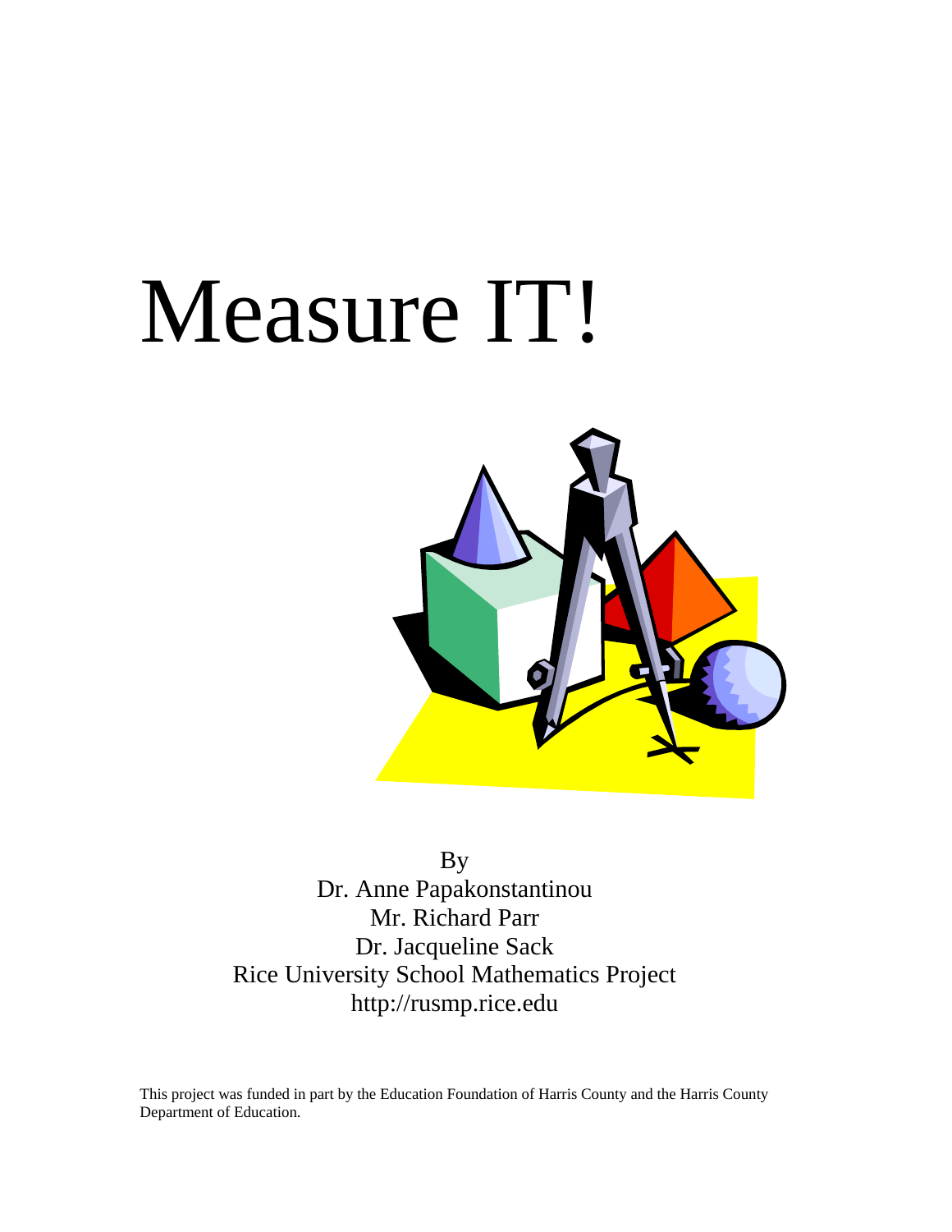# Measure IT!

By
Dr. Anne Papakonstantinou
Mr. Richard Parr
Dr. Jacqueline Sack
Rice University School Mathematics Project
http://rusmp.rice.edu

This project was funded in part by the Education Foundation of Harris County and the Harris County Department of Education.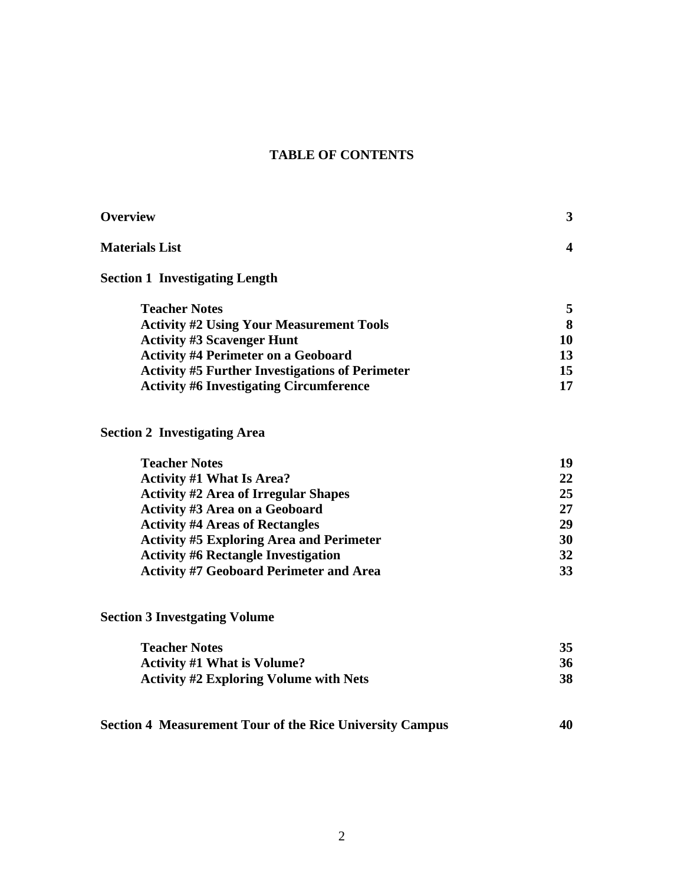# TABLE OF CONTENTS

| | |
|---|---|
| **Overview** | **3** |
| **Materials List** | **4** |
| **Section 1 Investigating Length** | |
| **Teacher Notes** | **5** |
| **Activity #2 Using Your Measurement Tools** | **8** |
| **Activity #3 Scavenger Hunt** | **10** |
| **Activity #4 Perimeter on a Geoboard** | **13** |
| **Activity #5 Further Investigations of Perimeter** | **15** |
| **Activity #6 Investigating Circumference** | **17** |
| **Section 2 Investigating Area** | |
| **Teacher Notes** | **19** |
| **Activity #1 What Is Area?** | **22** |
| **Activity #2 Area of Irregular Shapes** | **25** |
| **Activity #3 Area on a Geoboard** | **27** |
| **Activity #4 Areas of Rectangles** | **29** |
| **Activity #5 Exploring Area and Perimeter** | **30** |
| **Activity #6 Rectangle Investigation** | **32** |
| **Activity #7 Geoboard Perimeter and Area** | **33** |
| **Section 3 Investgating Volume** | |
| **Teacher Notes** | **35** |
| **Activity #1 What is Volume?** | **36** |
| **Activity #2 Exploring Volume with Nets** | **38** |
| **Section 4 Measurement Tour of the Rice University Campus** | **40** |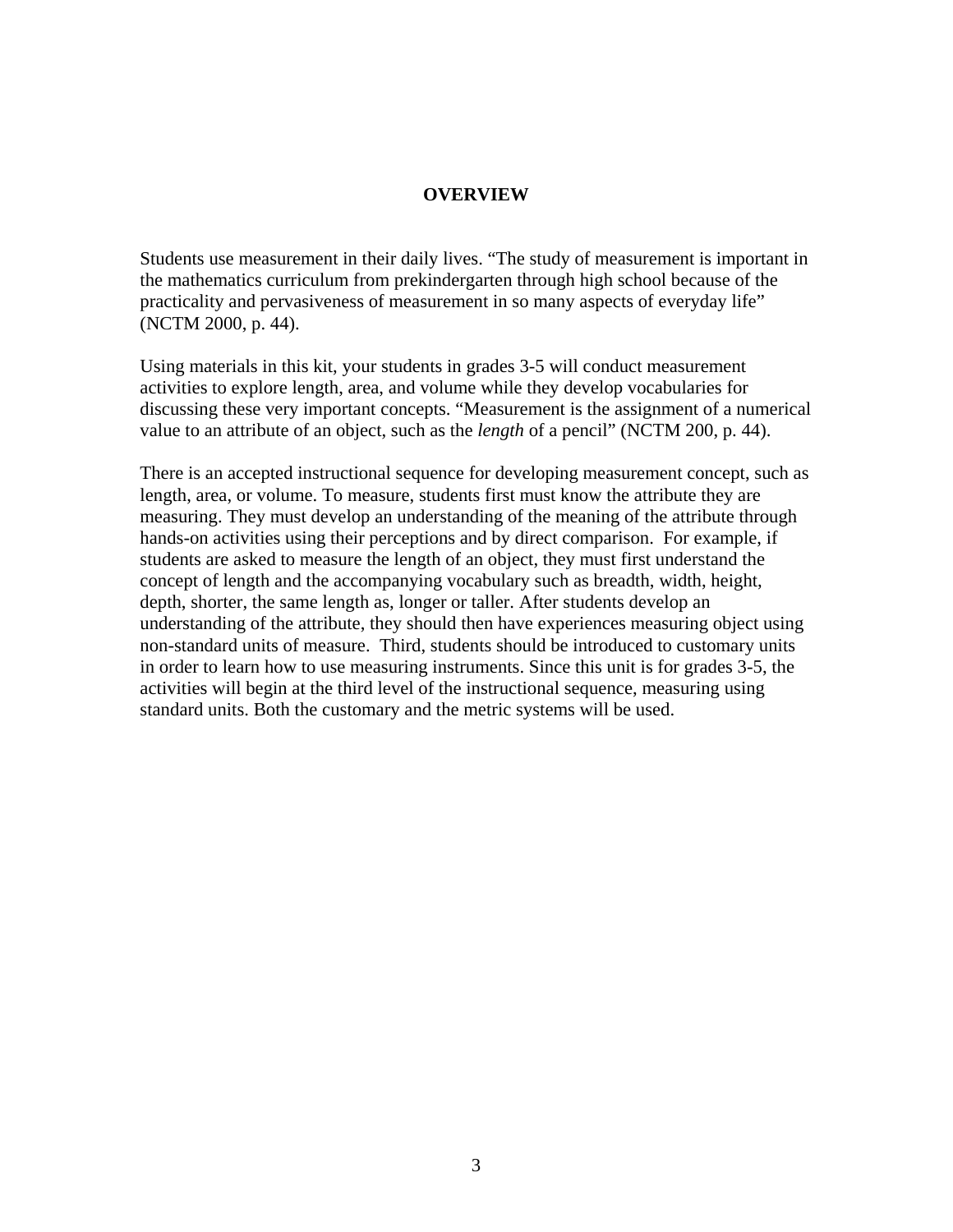# OVERVIEW

Students use measurement in their daily lives. "The study of measurement is important in the mathematics curriculum from prekindergarten through high school because of the practicality and pervasiveness of measurement in so many aspects of everyday life" (NCTM 2000, p. 44).

Using materials in this kit, your students in grades 3-5 will conduct measurement activities to explore length, area, and volume while they develop vocabularies for discussing these very important concepts. "Measurement is the assignment of a numerical value to an attribute of an object, such as the *length* of a pencil" (NCTM 200, p. 44).

There is an accepted instructional sequence for developing measurement concept, such as length, area, or volume. To measure, students first must know the attribute they are measuring. They must develop an understanding of the meaning of the attribute through hands-on activities using their perceptions and by direct comparison. For example, if students are asked to measure the length of an object, they must first understand the concept of length and the accompanying vocabulary such as breadth, width, height, depth, shorter, the same length as, longer or taller. After students develop an understanding of the attribute, they should then have experiences measuring object using non-standard units of measure. Third, students should be introduced to customary units in order to learn how to use measuring instruments. Since this unit is for grades 3-5, the activities will begin at the third level of the instructional sequence, measuring using standard units. Both the customary and the metric systems will be used.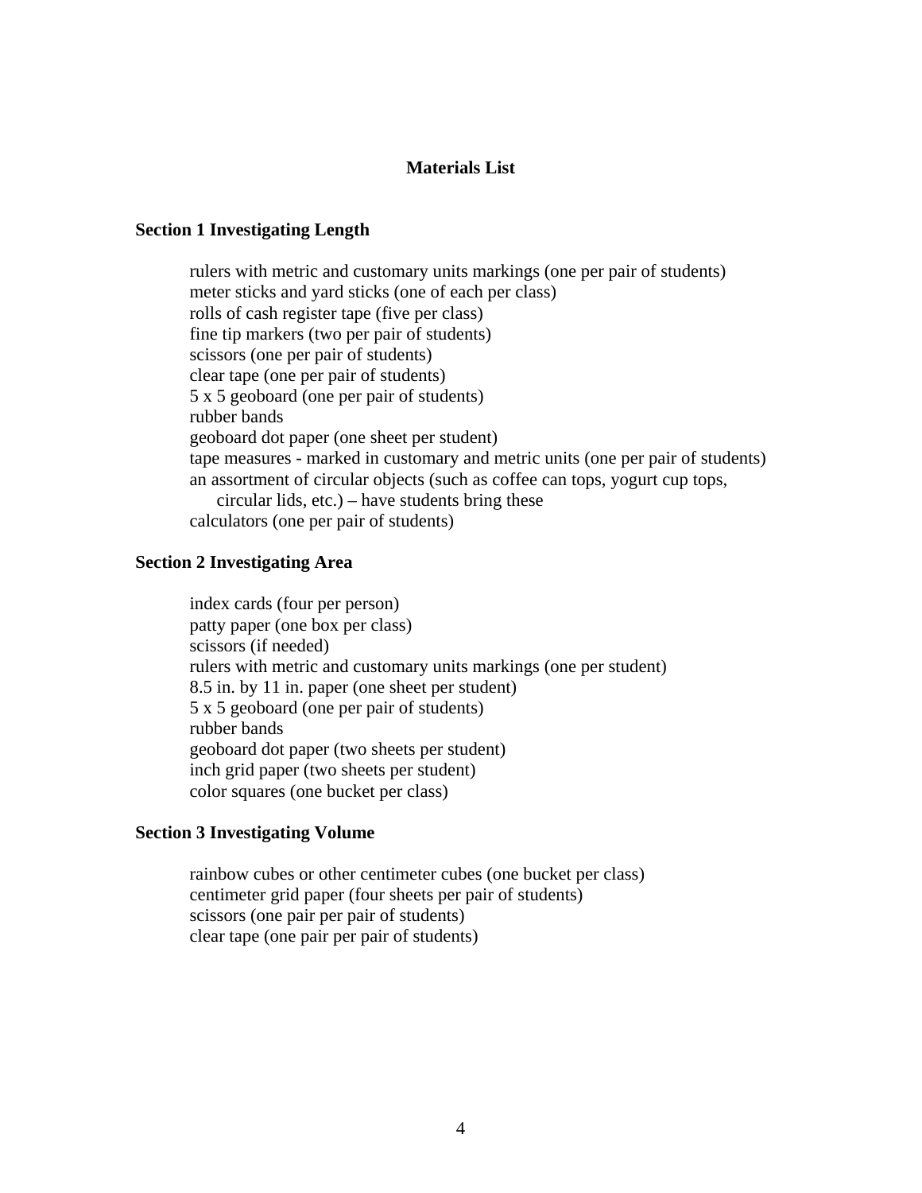# Materials List

## Section 1 Investigating Length

rulers with metric and customary units markings (one per pair of students)
meter sticks and yard sticks (one of each per class)
rolls of cash register tape (five per class)
fine tip markers (two per pair of students)
scissors (one per pair of students)
clear tape (one per pair of students)
5 x 5 geoboard (one per pair of students)
rubber bands
geoboard dot paper (one sheet per student)
tape measures - marked in customary and metric units (one per pair of students)
an assortment of circular objects (such as coffee can tops, yogurt cup tops, circular lids, etc.) – have students bring these
calculators (one per pair of students)

## Section 2 Investigating Area

index cards (four per person)
patty paper (one box per class)
scissors (if needed)
rulers with metric and customary units markings (one per student)
8.5 in. by 11 in. paper (one sheet per student)
5 x 5 geoboard (one per pair of students)
rubber bands
geoboard dot paper (two sheets per student)
inch grid paper (two sheets per student)
color squares (one bucket per class)

## Section 3 Investigating Volume

rainbow cubes or other centimeter cubes (one bucket per class)
centimeter grid paper (four sheets per pair of students)
scissors (one pair per pair of students)
clear tape (one pair per pair of students)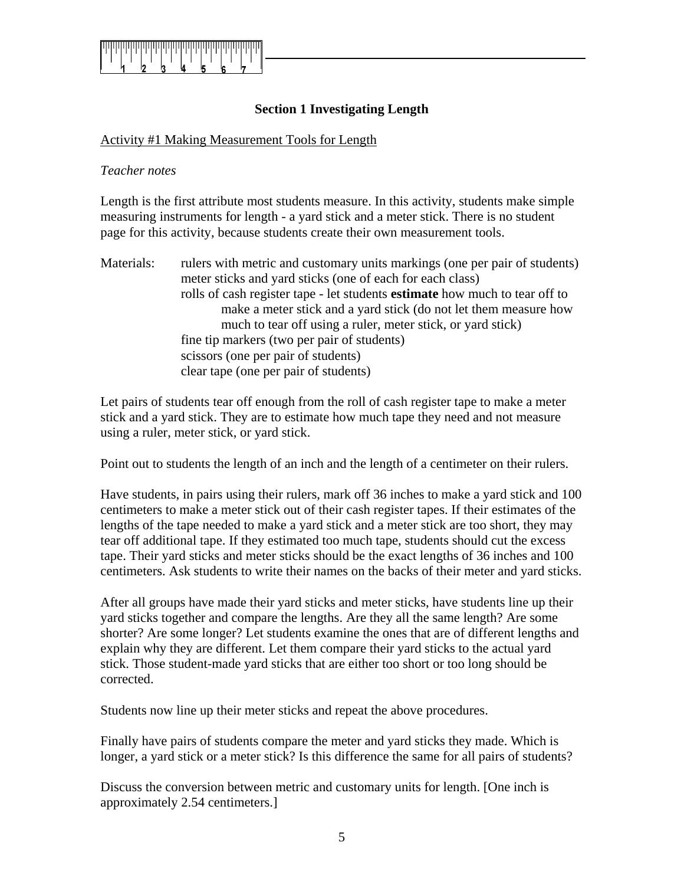## Section 1 Investigating Length

Activity #1 Making Measurement Tools for Length

*Teacher notes*

Length is the first attribute most students measure. In this activity, students make simple measuring instruments for length - a yard stick and a meter stick. There is no student page for this activity, because students create their own measurement tools.

Materials:
- rulers with metric and customary units markings (one per pair of students)
- meter sticks and yard sticks (one of each for each class)
- rolls of cash register tape - let students **estimate** how much to tear off to make a meter stick and a yard stick (do not let them measure how much to tear off using a ruler, meter stick, or yard stick)
- fine tip markers (two per pair of students)
- scissors (one per pair of students)
- clear tape (one per pair of students)

Let pairs of students tear off enough from the roll of cash register tape to make a meter stick and a yard stick. They are to estimate how much tape they need and not measure using a ruler, meter stick, or yard stick.

Point out to students the length of an inch and the length of a centimeter on their rulers.

Have students, in pairs using their rulers, mark off 36 inches to make a yard stick and 100 centimeters to make a meter stick out of their cash register tapes. If their estimates of the lengths of the tape needed to make a yard stick and a meter stick are too short, they may tear off additional tape. If they estimated too much tape, students should cut the excess tape. Their yard sticks and meter sticks should be the exact lengths of 36 inches and 100 centimeters. Ask students to write their names on the backs of their meter and yard sticks.

After all groups have made their yard sticks and meter sticks, have students line up their yard sticks together and compare the lengths. Are they all the same length? Are some shorter? Are some longer? Let students examine the ones that are of different lengths and explain why they are different. Let them compare their yard sticks to the actual yard stick. Those student-made yard sticks that are either too short or too long should be corrected.

Students now line up their meter sticks and repeat the above procedures.

Finally have pairs of students compare the meter and yard sticks they made. Which is longer, a yard stick or a meter stick? Is this difference the same for all pairs of students?

Discuss the conversion between metric and customary units for length. [One inch is approximately 2.54 centimeters.]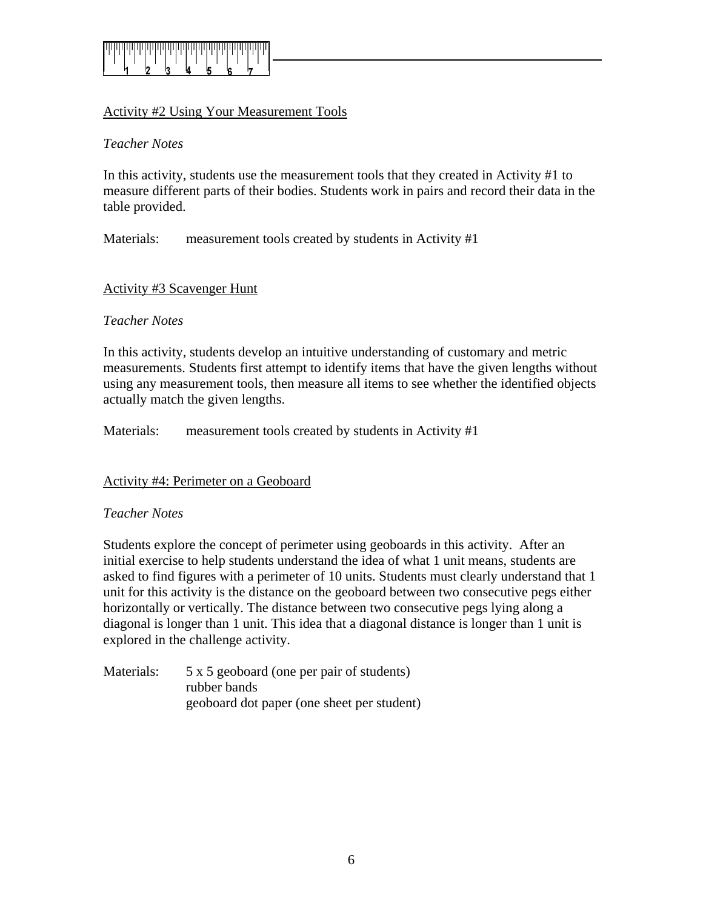## Activity #2 Using Your Measurement Tools

*Teacher Notes*

In this activity, students use the measurement tools that they created in Activity #1 to measure different parts of their bodies. Students work in pairs and record their data in the table provided.

Materials: measurement tools created by students in Activity #1

## Activity #3 Scavenger Hunt

*Teacher Notes*

In this activity, students develop an intuitive understanding of customary and metric measurements. Students first attempt to identify items that have the given lengths without using any measurement tools, then measure all items to see whether the identified objects actually match the given lengths.

Materials: measurement tools created by students in Activity #1

## Activity #4: Perimeter on a Geoboard

*Teacher Notes*

Students explore the concept of perimeter using geoboards in this activity. After an initial exercise to help students understand the idea of what 1 unit means, students are asked to find figures with a perimeter of 10 units. Students must clearly understand that 1 unit for this activity is the distance on the geoboard between two consecutive pegs either horizontally or vertically. The distance between two consecutive pegs lying along a diagonal is longer than 1 unit. This idea that a diagonal distance is longer than 1 unit is explored in the challenge activity.

Materials: 5 x 5 geoboard (one per pair of students)
rubber bands
geoboard dot paper (one sheet per student)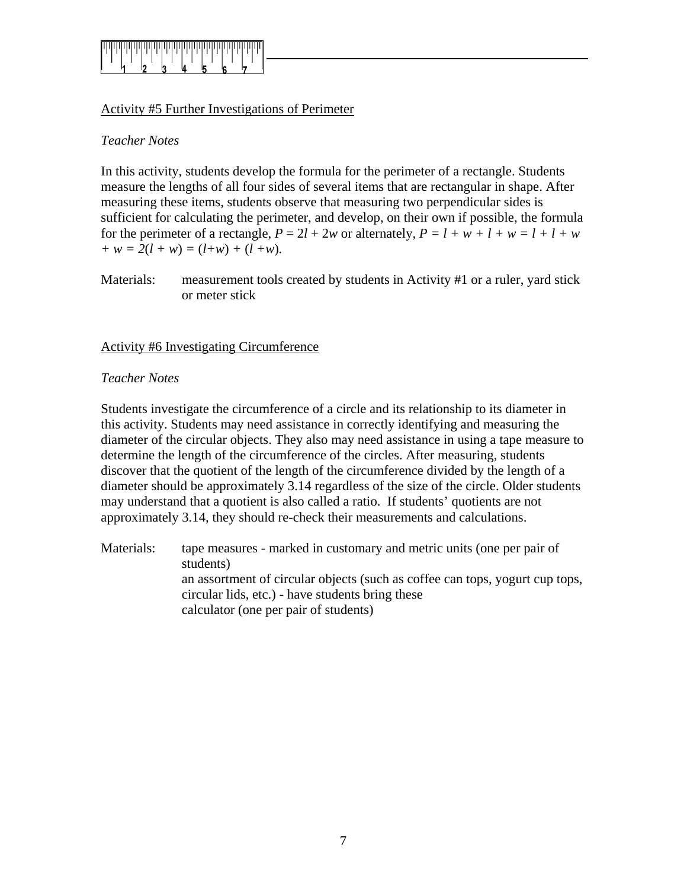Activity #5 Further Investigations of Perimeter

*Teacher Notes*

In this activity, students develop the formula for the perimeter of a rectangle. Students measure the lengths of all four sides of several items that are rectangular in shape. After measuring these items, students observe that measuring two perpendicular sides is sufficient for calculating the perimeter, and develop, on their own if possible, the formula for the perimeter of a rectangle, $P = 2l + 2w$ or alternately, $P = l + w + l + w = l + l + w + w = 2(l + w) = (l+w) + (l +w)$.

Materials: measurement tools created by students in Activity #1 or a ruler, yard stick or meter stick

Activity #6 Investigating Circumference

*Teacher Notes*

Students investigate the circumference of a circle and its relationship to its diameter in this activity. Students may need assistance in correctly identifying and measuring the diameter of the circular objects. They also may need assistance in using a tape measure to determine the length of the circumference of the circles. After measuring, students discover that the quotient of the length of the circumference divided by the length of a diameter should be approximately 3.14 regardless of the size of the circle. Older students may understand that a quotient is also called a ratio. If students' quotients are not approximately 3.14, they should re-check their measurements and calculations.

Materials: tape measures - marked in customary and metric units (one per pair of students)
an assortment of circular objects (such as coffee can tops, yogurt cup tops, circular lids, etc.) - have students bring these
calculator (one per pair of students)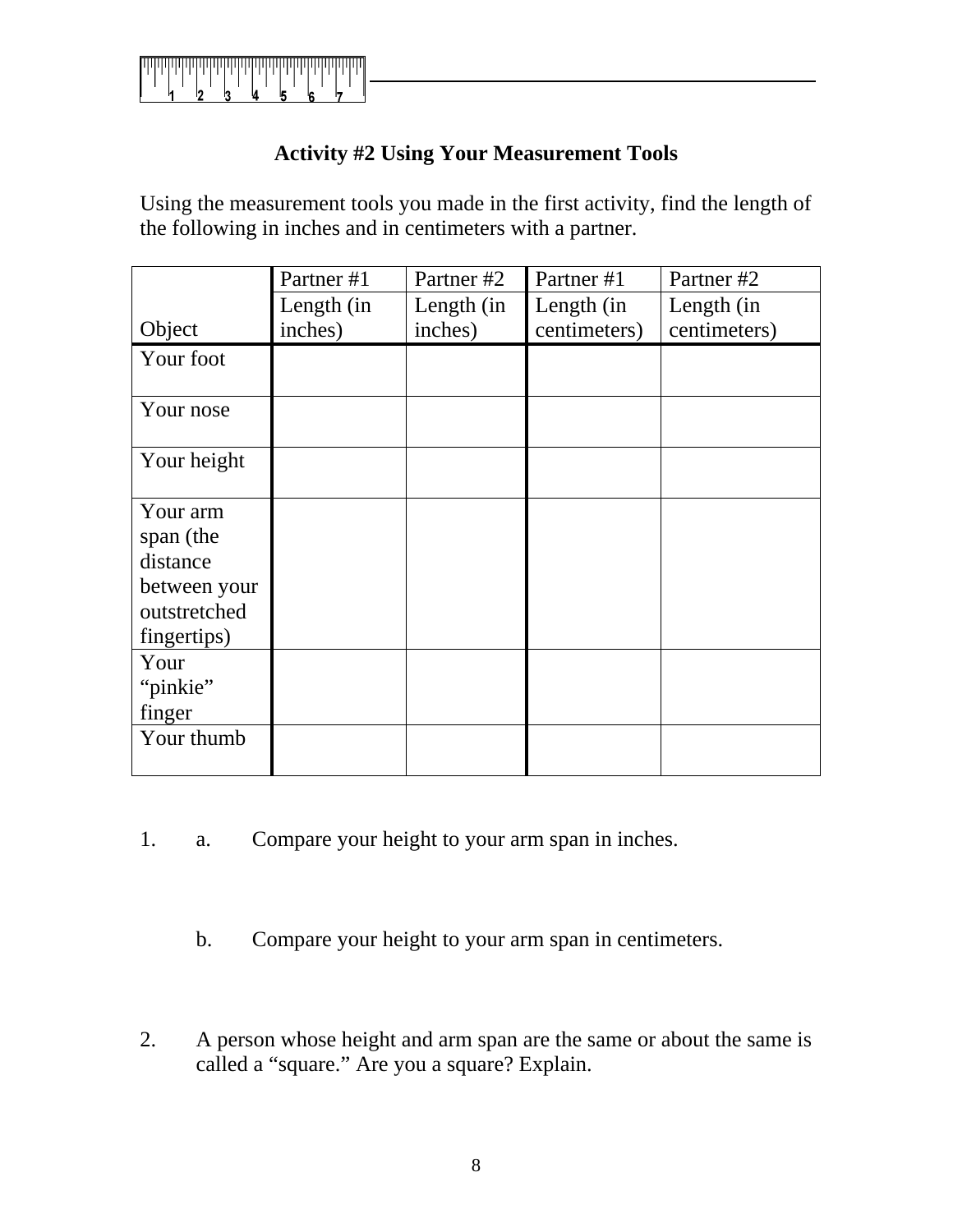### Activity #2 Using Your Measurement Tools

Using the measurement tools you made in the first activity, find the length of the following in inches and in centimeters with a partner.

| Object | Partner #1<br>Length (in inches) | Partner #2<br>Length (in inches) | Partner #1<br>Length (in centimeters) | Partner #2<br>Length (in centimeters) |
|---|---|---|---|---|
| Your foot | | | | |
| Your nose | | | | |
| Your height | | | | |
| Your arm span (the distance between your outstretched fingertips) | | | | |
| Your "pinkie" finger | | | | |
| Your thumb | | | | |

1. a. Compare your height to your arm span in inches.

   b. Compare your height to your arm span in centimeters.

2. A person whose height and arm span are the same or about the same is called a "square." Are you a square? Explain.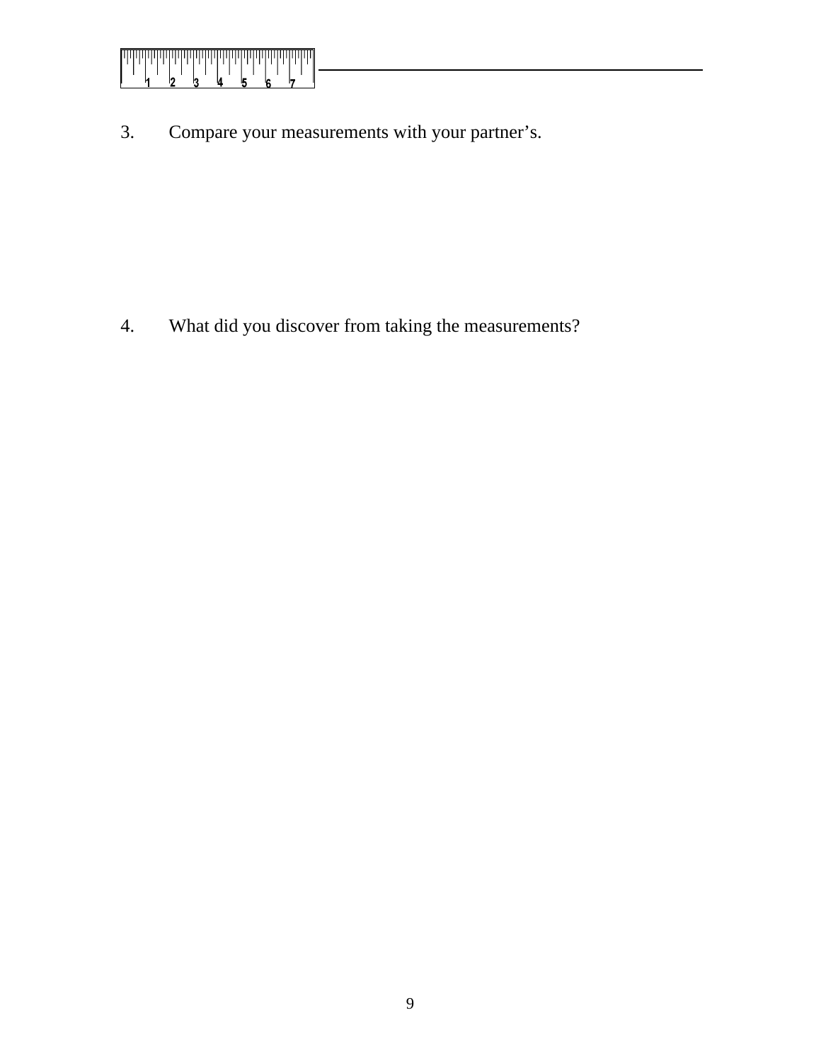3. Compare your measurements with your partner’s.

4. What did you discover from taking the measurements?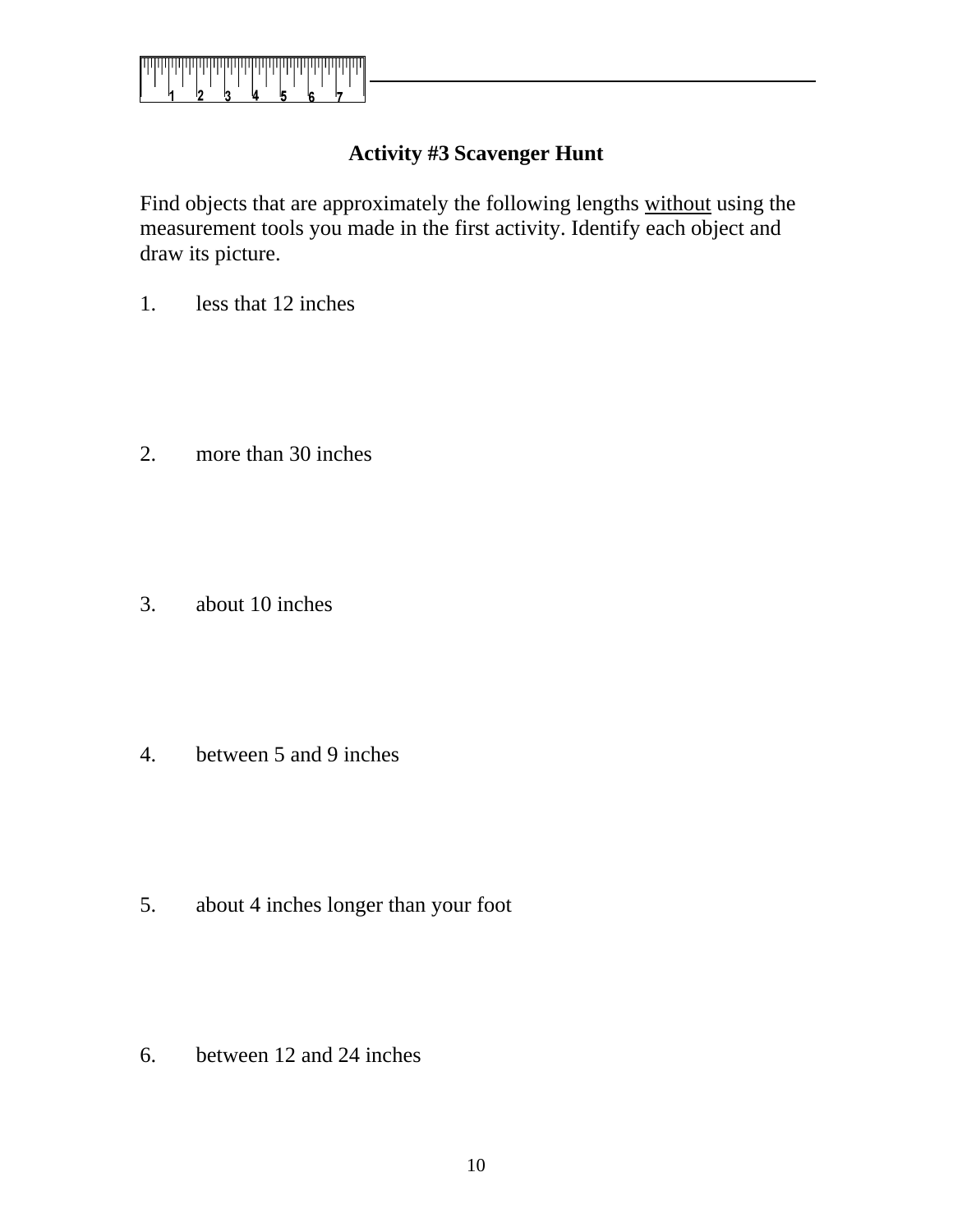## Activity #3 Scavenger Hunt

Find objects that are approximately the following lengths <u>without</u> using the measurement tools you made in the first activity. Identify each object and draw its picture.

1. less that 12 inches

2. more than 30 inches

3. about 10 inches

4. between 5 and 9 inches

5. about 4 inches longer than your foot

6. between 12 and 24 inches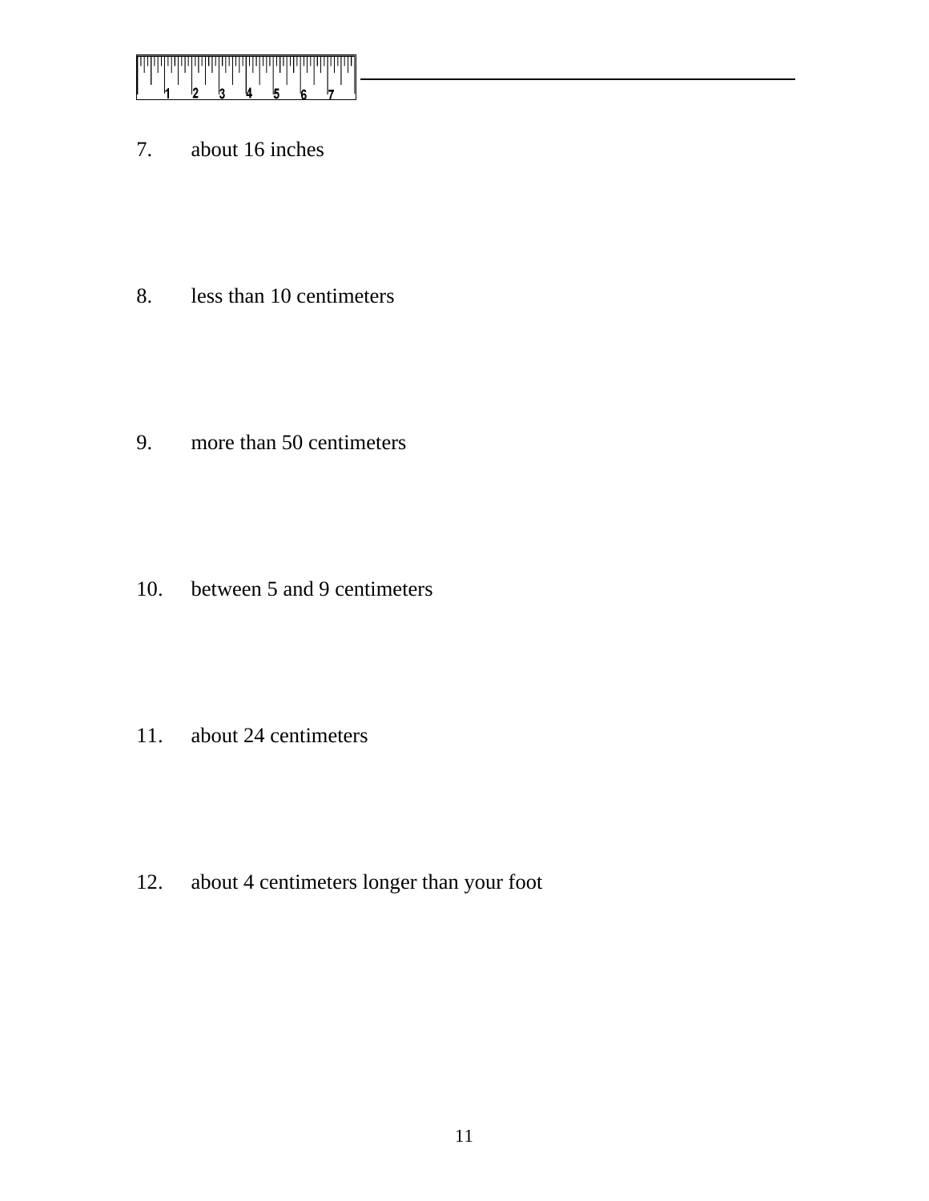7. about 16 inches

8. less than 10 centimeters

9. more than 50 centimeters

10. between 5 and 9 centimeters

11. about 24 centimeters

12. about 4 centimeters longer than your foot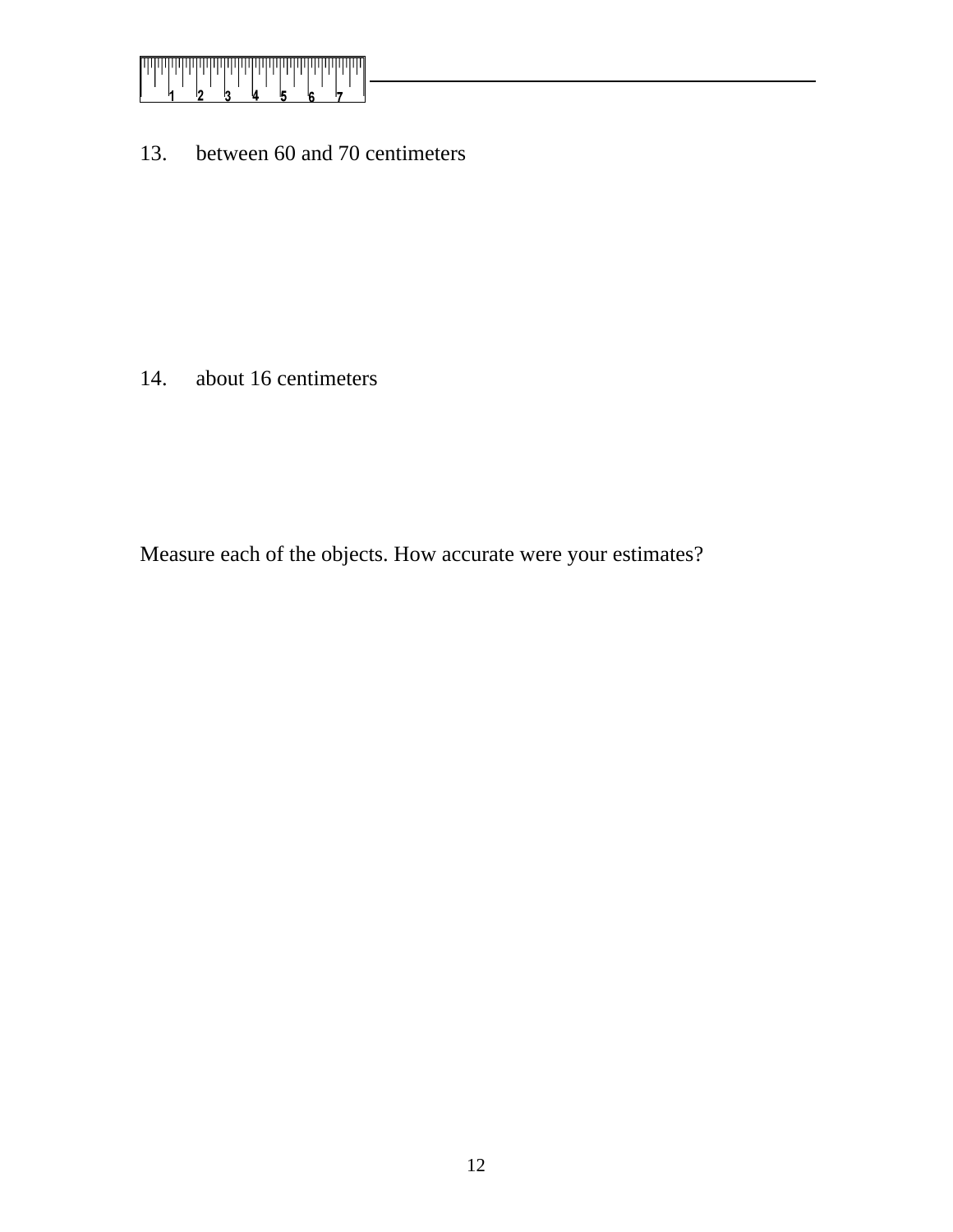13. between 60 and 70 centimeters

14. about 16 centimeters

Measure each of the objects. How accurate were your estimates?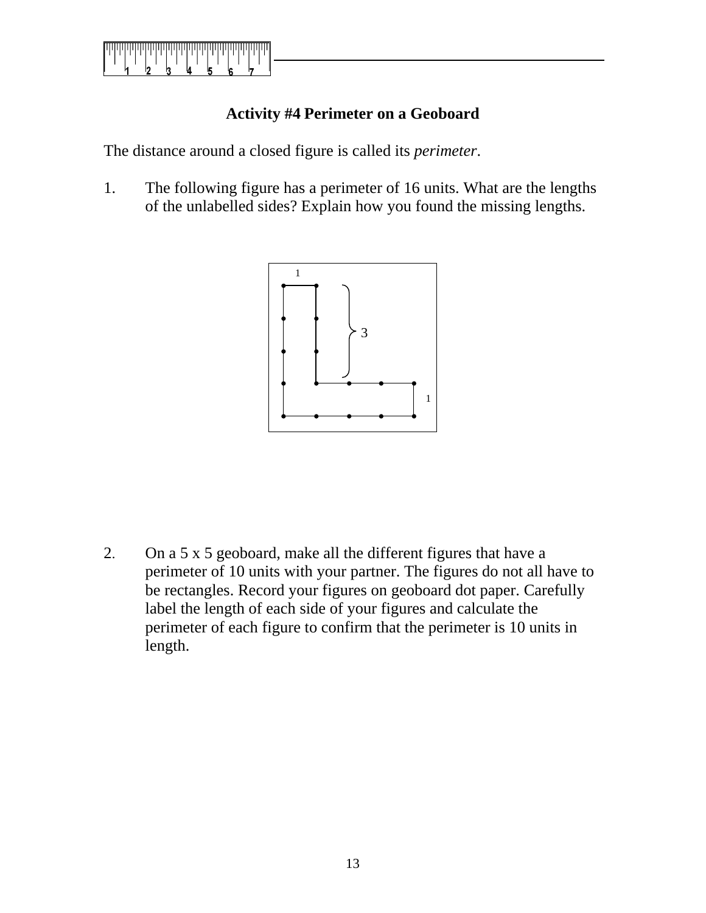### Activity #4 Perimeter on a Geoboard

The distance around a closed figure is called its *perimeter*.

1. The following figure has a perimeter of 16 units. What are the lengths of the unlabelled sides? Explain how you found the missing lengths.

2. On a 5 x 5 geoboard, make all the different figures that have a perimeter of 10 units with your partner. The figures do not all have to be rectangles. Record your figures on geoboard dot paper. Carefully label the length of each side of your figures and calculate the perimeter of each figure to confirm that the perimeter is 10 units in length.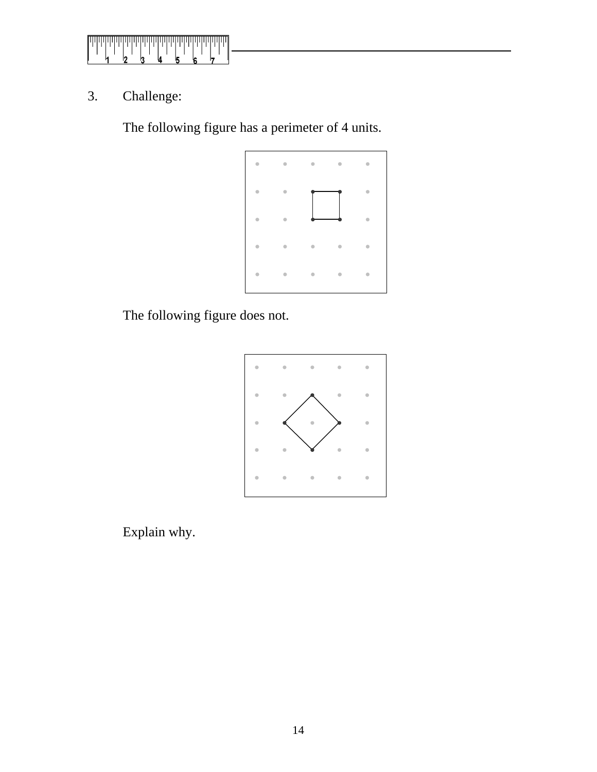3. Challenge:

   The following figure has a perimeter of 4 units.

   The following figure does not.

   Explain why.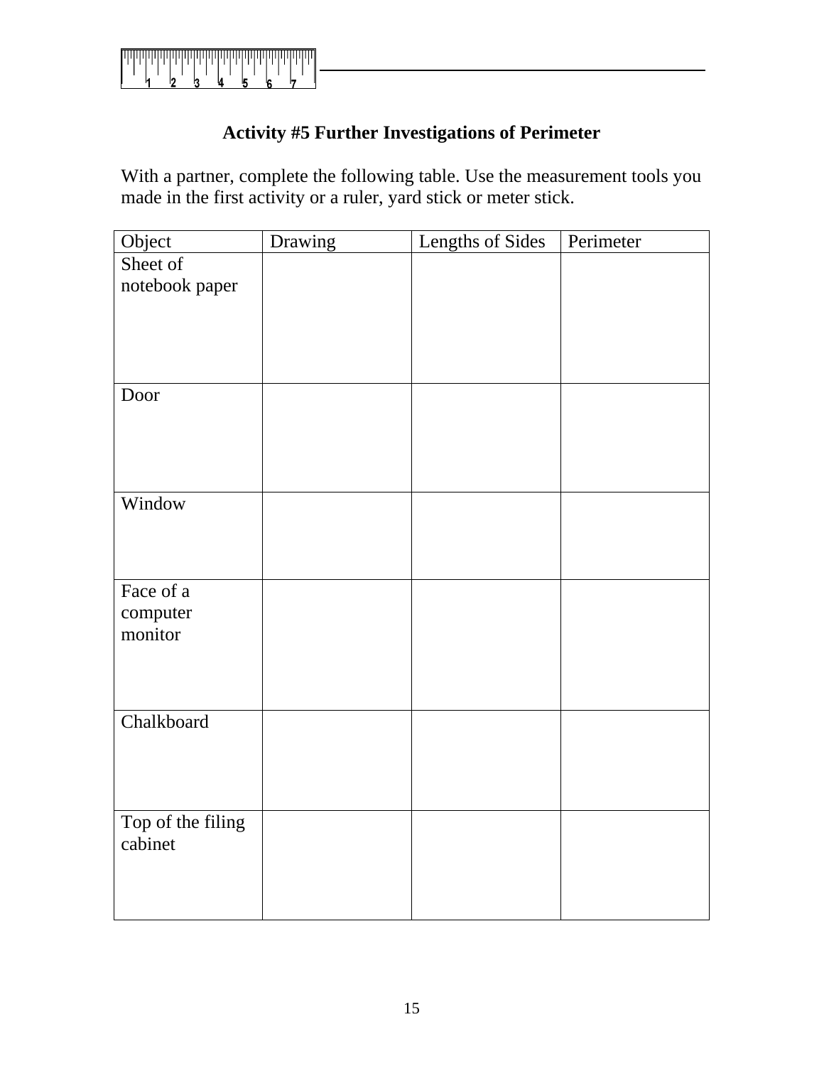### Activity #5 Further Investigations of Perimeter

With a partner, complete the following table. Use the measurement tools you made in the first activity or a ruler, yard stick or meter stick.

| Object | Drawing | Lengths of Sides | Perimeter |
|---|---|---|---|
| Sheet of notebook paper | | | |
| Door | | | |
| Window | | | |
| Face of a computer monitor | | | |
| Chalkboard | | | |
| Top of the filing cabinet | | | |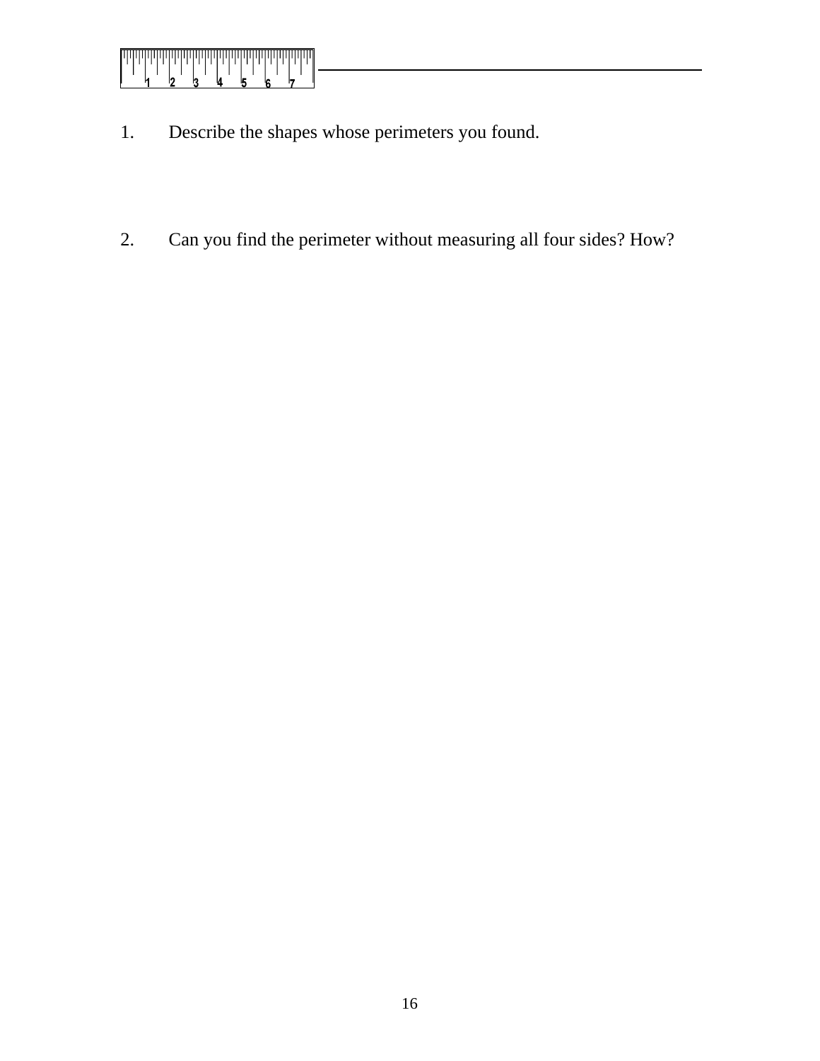1. Describe the shapes whose perimeters you found.

2. Can you find the perimeter without measuring all four sides? How?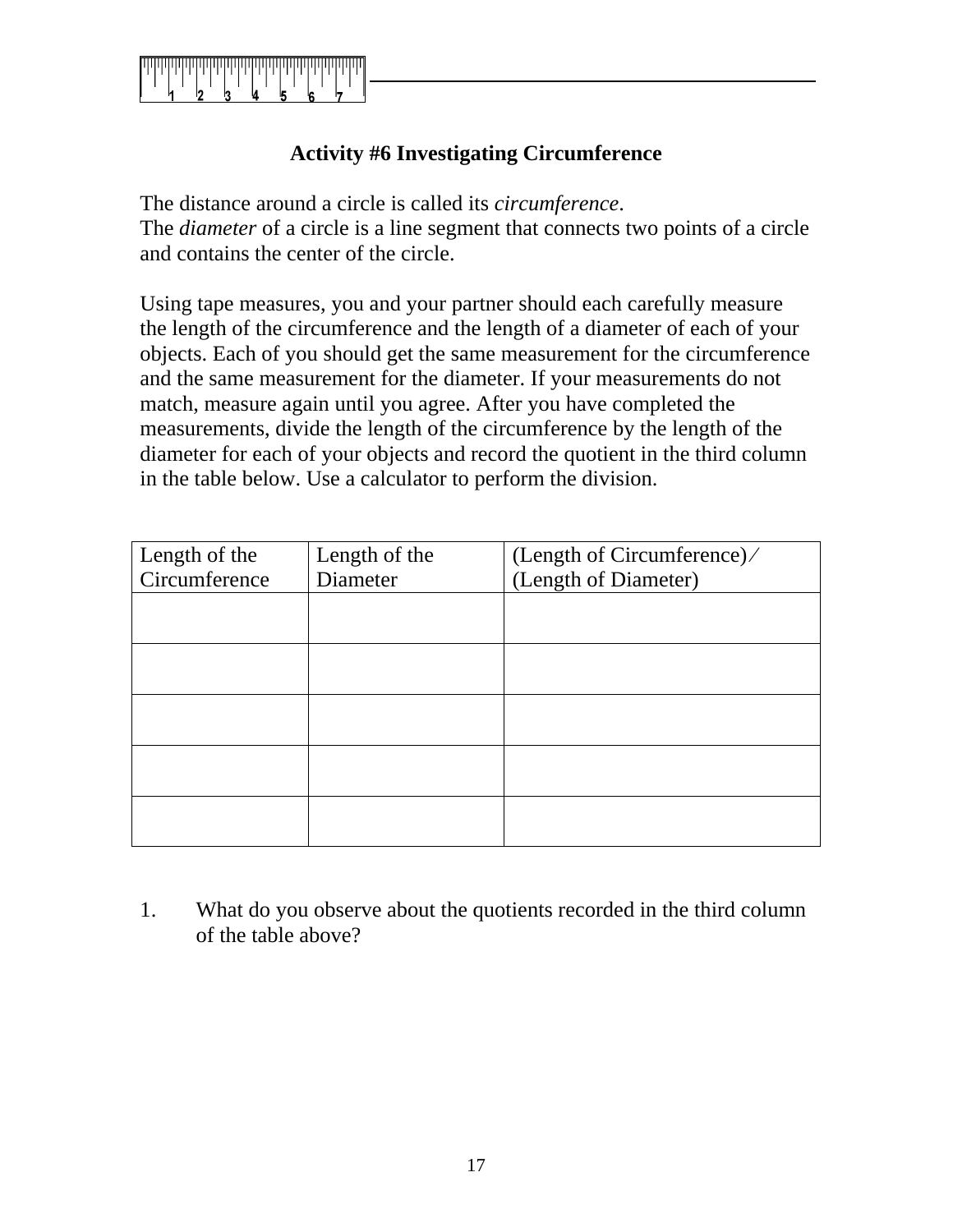### Activity #6 Investigating Circumference

The distance around a circle is called its *circumference*.
The *diameter* of a circle is a line segment that connects two points of a circle and contains the center of the circle.

Using tape measures, you and your partner should each carefully measure the length of the circumference and the length of a diameter of each of your objects. Each of you should get the same measurement for the circumference and the same measurement for the diameter. If your measurements do not match, measure again until you agree. After you have completed the measurements, divide the length of the circumference by the length of the diameter for each of your objects and record the quotient in the third column in the table below. Use a calculator to perform the division.

| Length of the Circumference | Length of the Diameter | (Length of Circumference)/ (Length of Diameter) |
|---|---|---|
| | | |
| | | |
| | | |
| | | |
| | | |

1. What do you observe about the quotients recorded in the third column of the table above?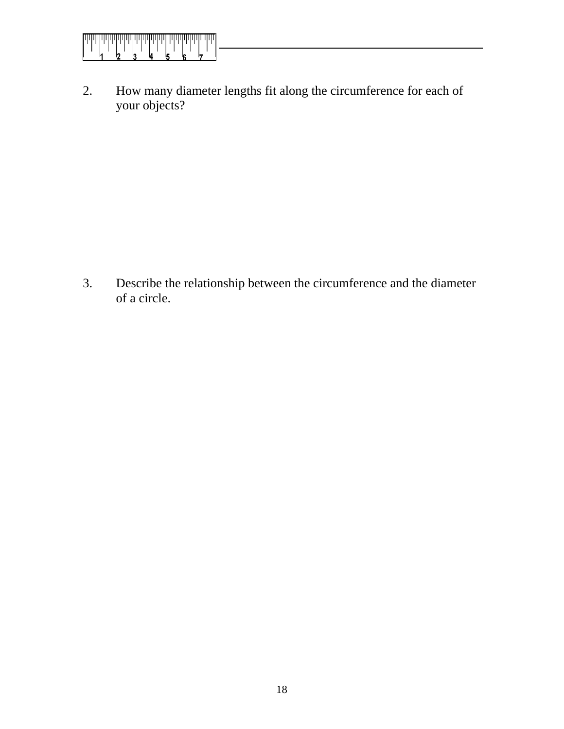2. How many diameter lengths fit along the circumference for each of your objects?

3. Describe the relationship between the circumference and the diameter of a circle.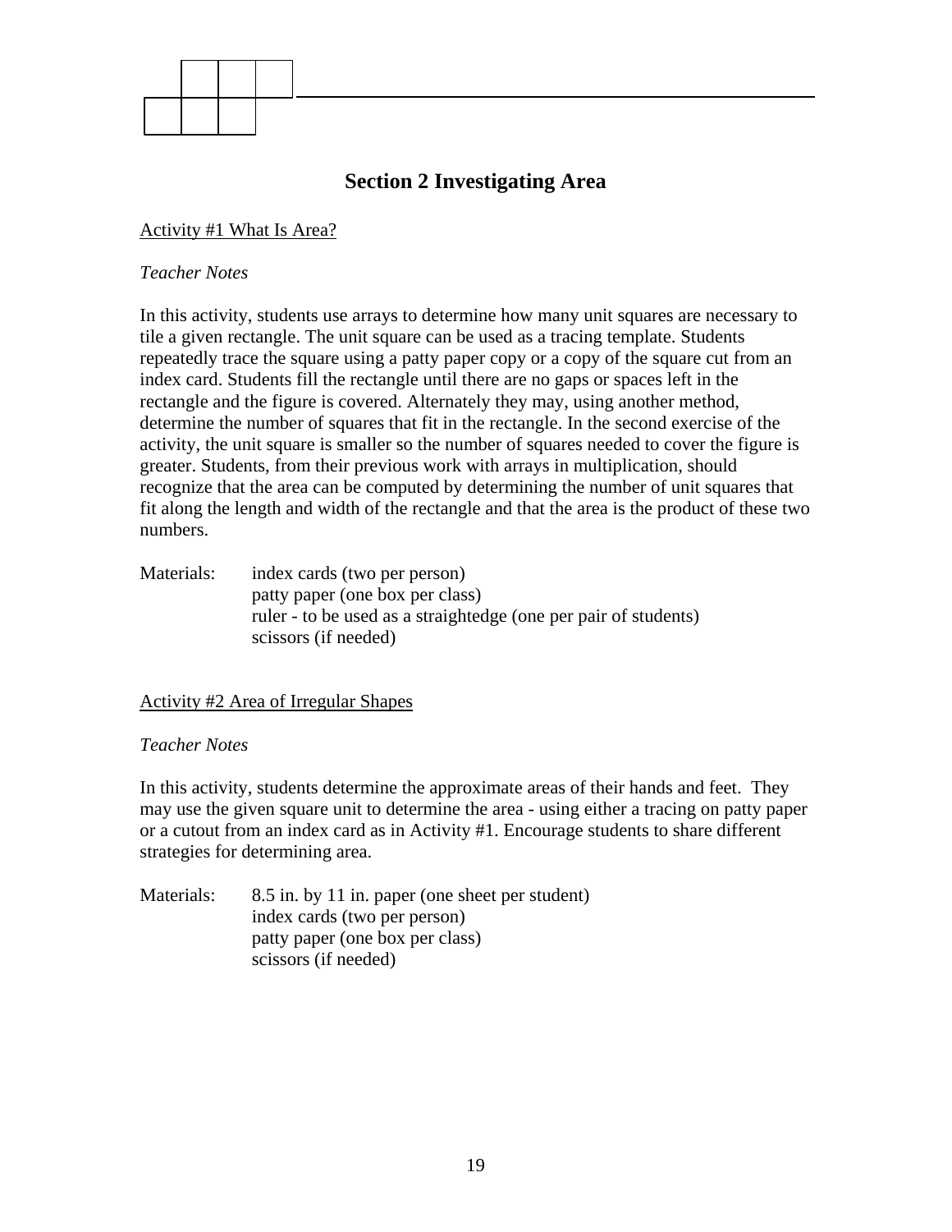## Section 2 Investigating Area

Activity #1 What Is Area?

*Teacher Notes*

In this activity, students use arrays to determine how many unit squares are necessary to tile a given rectangle. The unit square can be used as a tracing template. Students repeatedly trace the square using a patty paper copy or a copy of the square cut from an index card. Students fill the rectangle until there are no gaps or spaces left in the rectangle and the figure is covered. Alternately they may, using another method, determine the number of squares that fit in the rectangle. In the second exercise of the activity, the unit square is smaller so the number of squares needed to cover the figure is greater. Students, from their previous work with arrays in multiplication, should recognize that the area can be computed by determining the number of unit squares that fit along the length and width of the rectangle and that the area is the product of these two numbers.

Materials:
- index cards (two per person)
- patty paper (one box per class)
- ruler - to be used as a straightedge (one per pair of students)
- scissors (if needed)

Activity #2 Area of Irregular Shapes

*Teacher Notes*

In this activity, students determine the approximate areas of their hands and feet. They may use the given square unit to determine the area - using either a tracing on patty paper or a cutout from an index card as in Activity #1. Encourage students to share different strategies for determining area.

Materials:
- 8.5 in. by 11 in. paper (one sheet per student)
- index cards (two per person)
- patty paper (one box per class)
- scissors (if needed)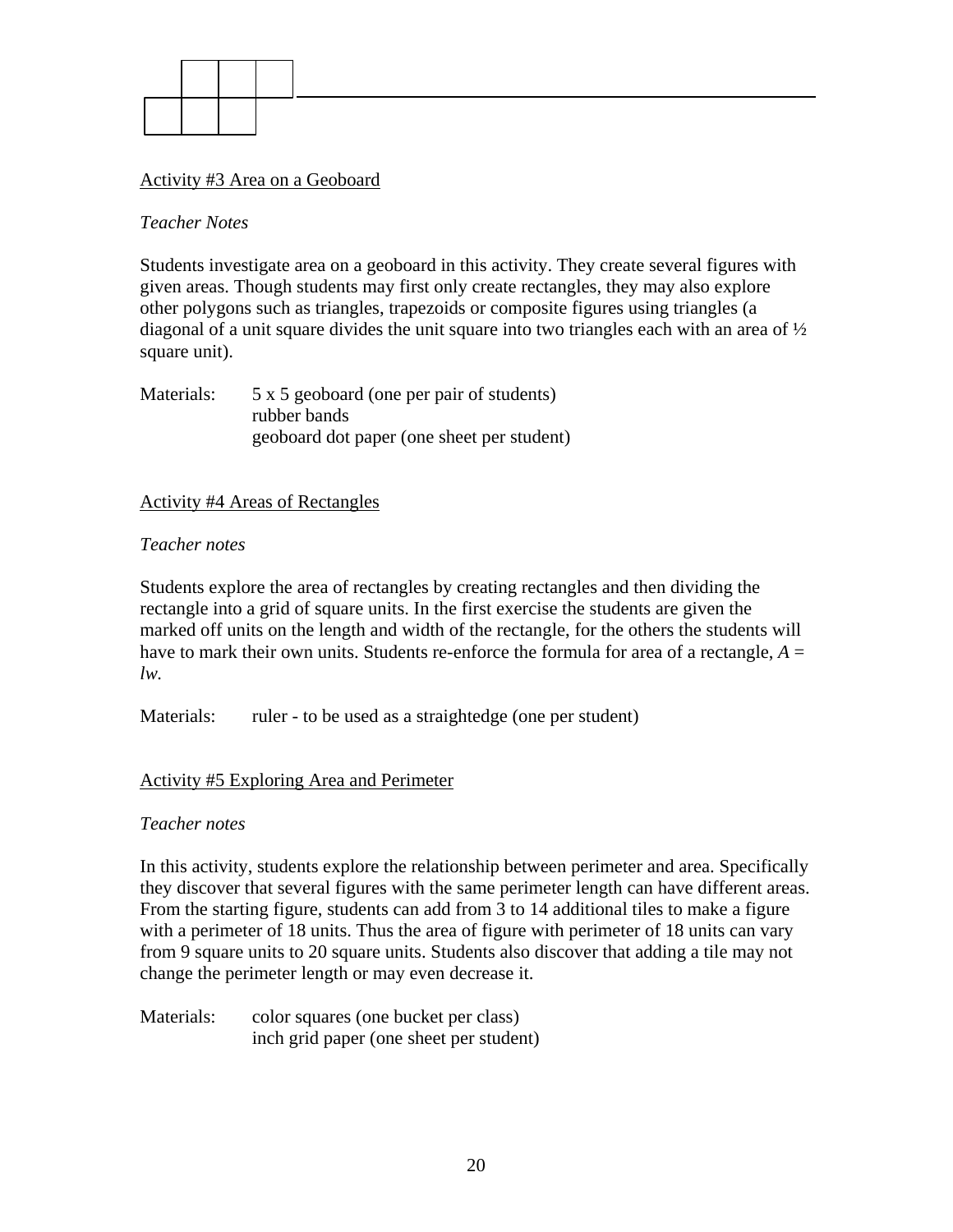Activity #3 Area on a Geoboard

*Teacher Notes*

Students investigate area on a geoboard in this activity. They create several figures with given areas. Though students may first only create rectangles, they may also explore other polygons such as triangles, trapezoids or composite figures using triangles (a diagonal of a unit square divides the unit square into two triangles each with an area of ½ square unit).

Materials: 5 x 5 geoboard (one per pair of students)
rubber bands
geoboard dot paper (one sheet per student)

Activity #4 Areas of Rectangles

*Teacher notes*

Students explore the area of rectangles by creating rectangles and then dividing the rectangle into a grid of square units. In the first exercise the students are given the marked off units on the length and width of the rectangle, for the others the students will have to mark their own units. Students re-enforce the formula for area of a rectangle, $A = lw$.

Materials: ruler - to be used as a straightedge (one per student)

Activity #5 Exploring Area and Perimeter

*Teacher notes*

In this activity, students explore the relationship between perimeter and area. Specifically they discover that several figures with the same perimeter length can have different areas. From the starting figure, students can add from 3 to 14 additional tiles to make a figure with a perimeter of 18 units. Thus the area of figure with perimeter of 18 units can vary from 9 square units to 20 square units. Students also discover that adding a tile may not change the perimeter length or may even decrease it.

Materials: color squares (one bucket per class)
inch grid paper (one sheet per student)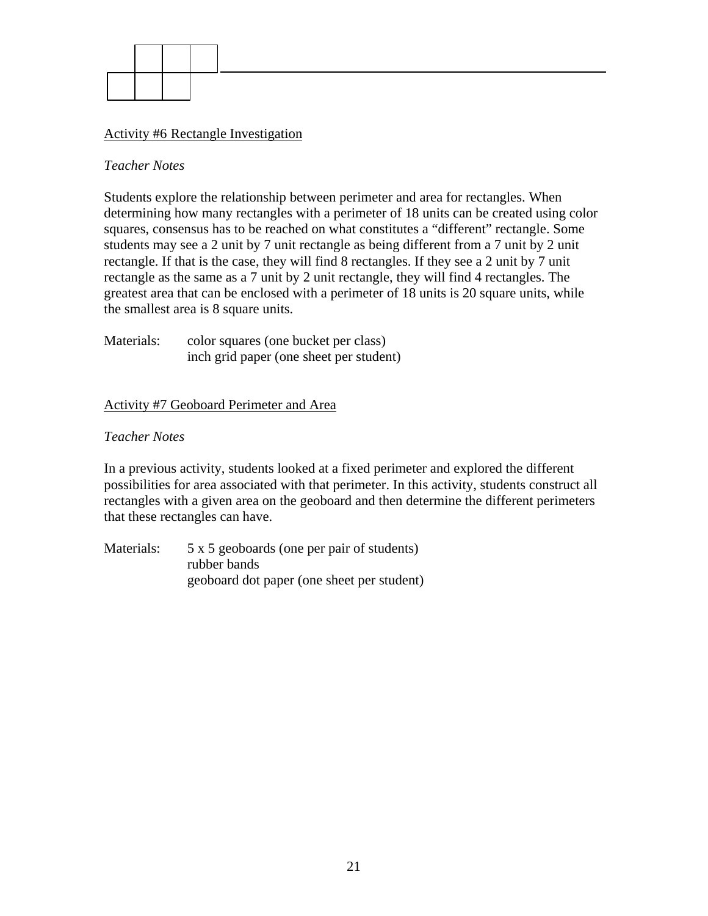## Activity #6 Rectangle Investigation

*Teacher Notes*

Students explore the relationship between perimeter and area for rectangles. When determining how many rectangles with a perimeter of 18 units can be created using color squares, consensus has to be reached on what constitutes a "different" rectangle. Some students may see a 2 unit by 7 unit rectangle as being different from a 7 unit by 2 unit rectangle. If that is the case, they will find 8 rectangles. If they see a 2 unit by 7 unit rectangle as the same as a 7 unit by 2 unit rectangle, they will find 4 rectangles. The greatest area that can be enclosed with a perimeter of 18 units is 20 square units, while the smallest area is 8 square units.

Materials: color squares (one bucket per class)
inch grid paper (one sheet per student)

## Activity #7 Geoboard Perimeter and Area

*Teacher Notes*

In a previous activity, students looked at a fixed perimeter and explored the different possibilities for area associated with that perimeter. In this activity, students construct all rectangles with a given area on the geoboard and then determine the different perimeters that these rectangles can have.

Materials: 5 x 5 geoboards (one per pair of students)
rubber bands
geoboard dot paper (one sheet per student)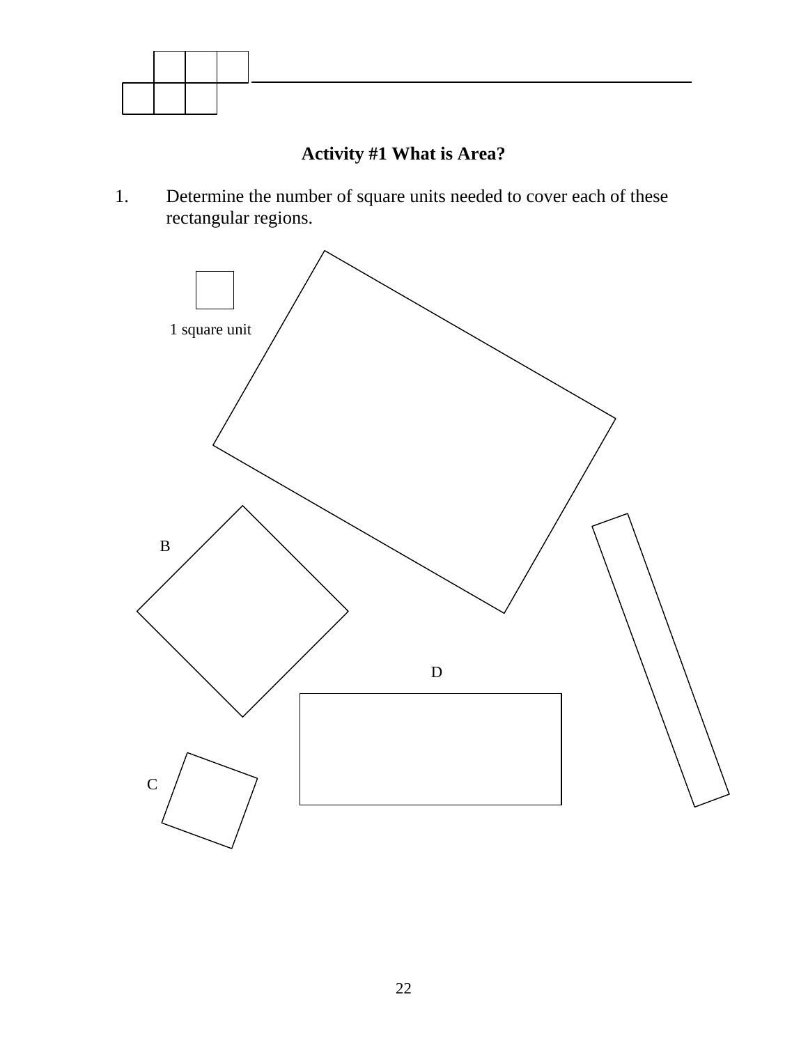## Activity #1 What is Area?

1. Determine the number of square units needed to cover each of these rectangular regions.

1 square unit

B

D

C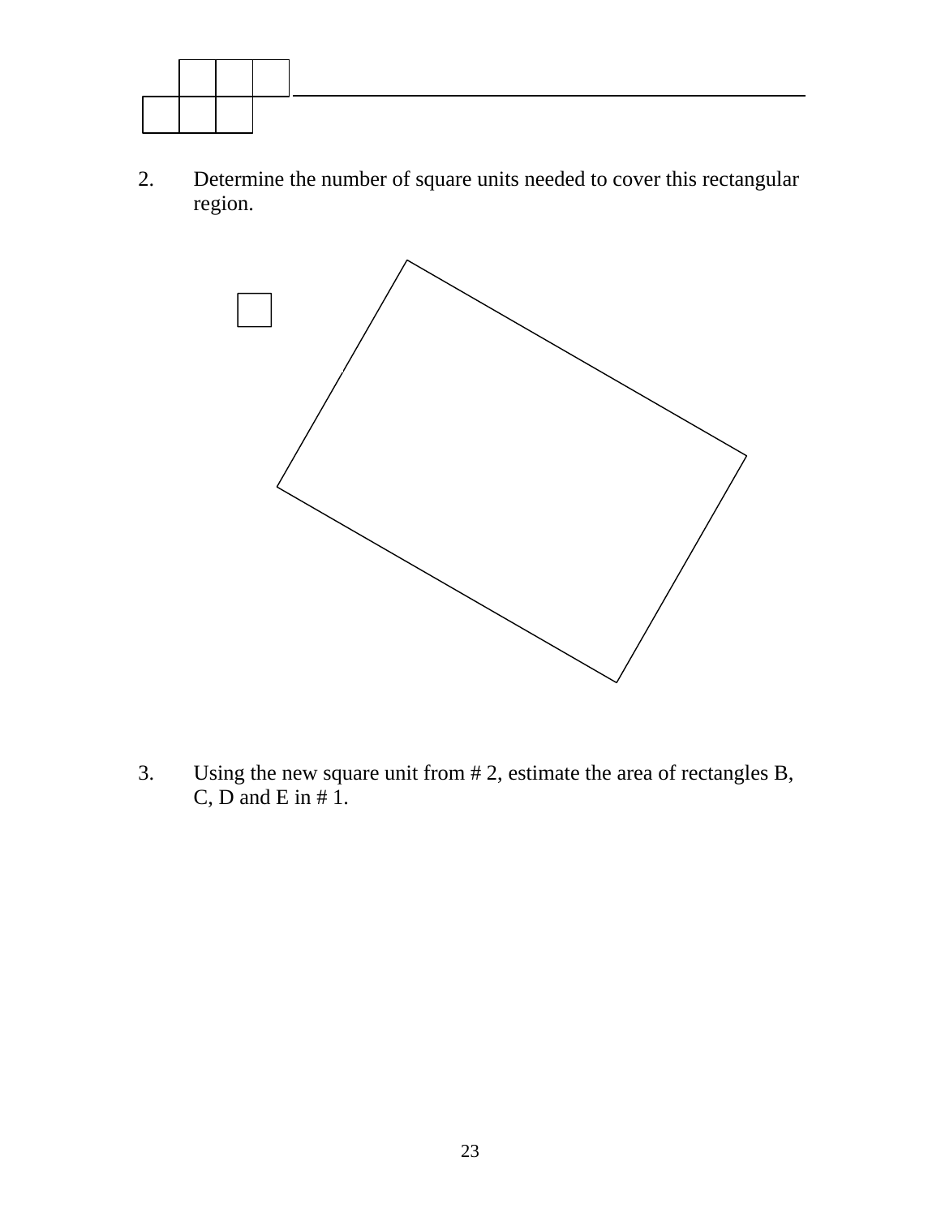2. Determine the number of square units needed to cover this rectangular region.

3. Using the new square unit from # 2, estimate the area of rectangles B, C, D and E in # 1.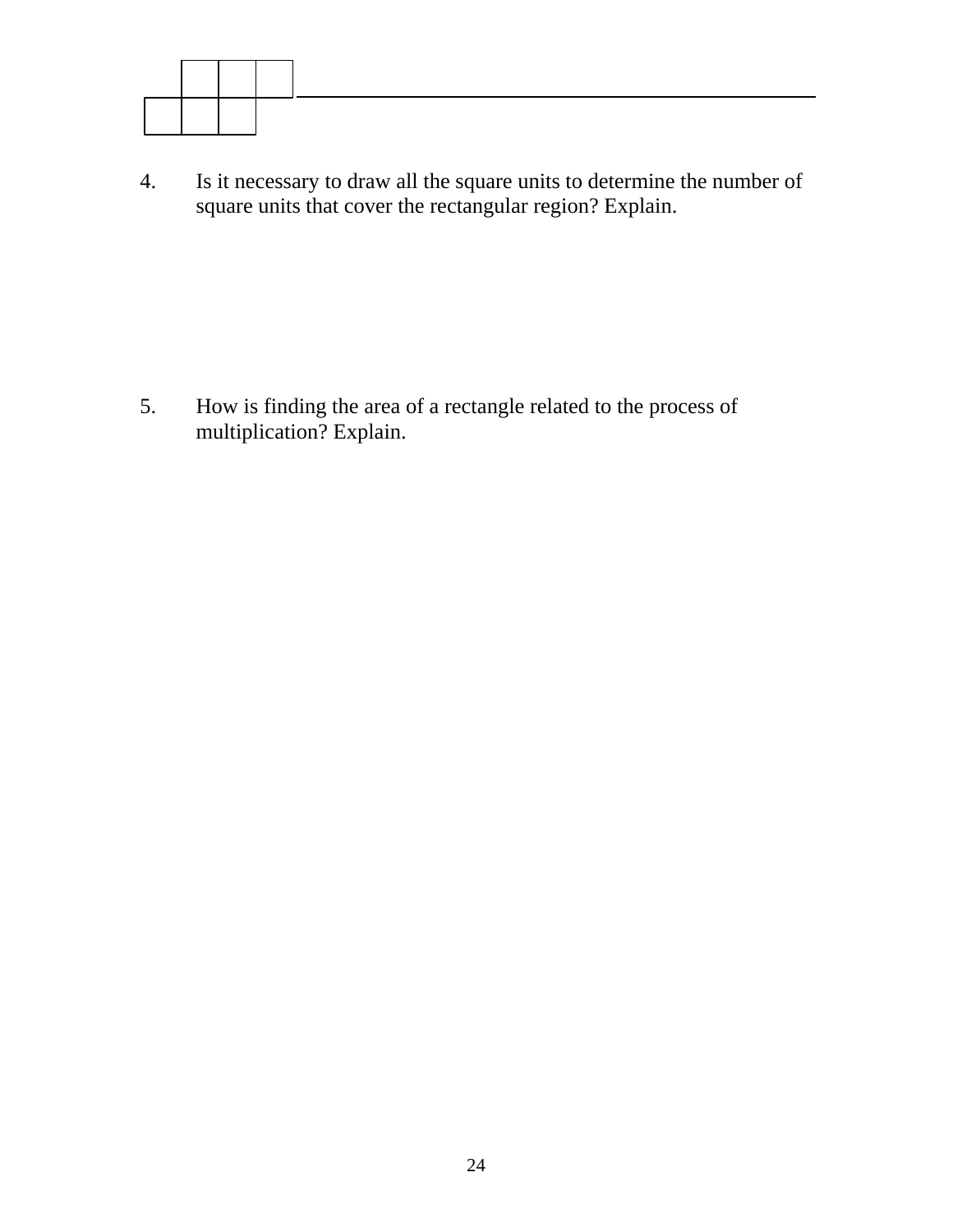4. Is it necessary to draw all the square units to determine the number of square units that cover the rectangular region? Explain.

5. How is finding the area of a rectangle related to the process of multiplication? Explain.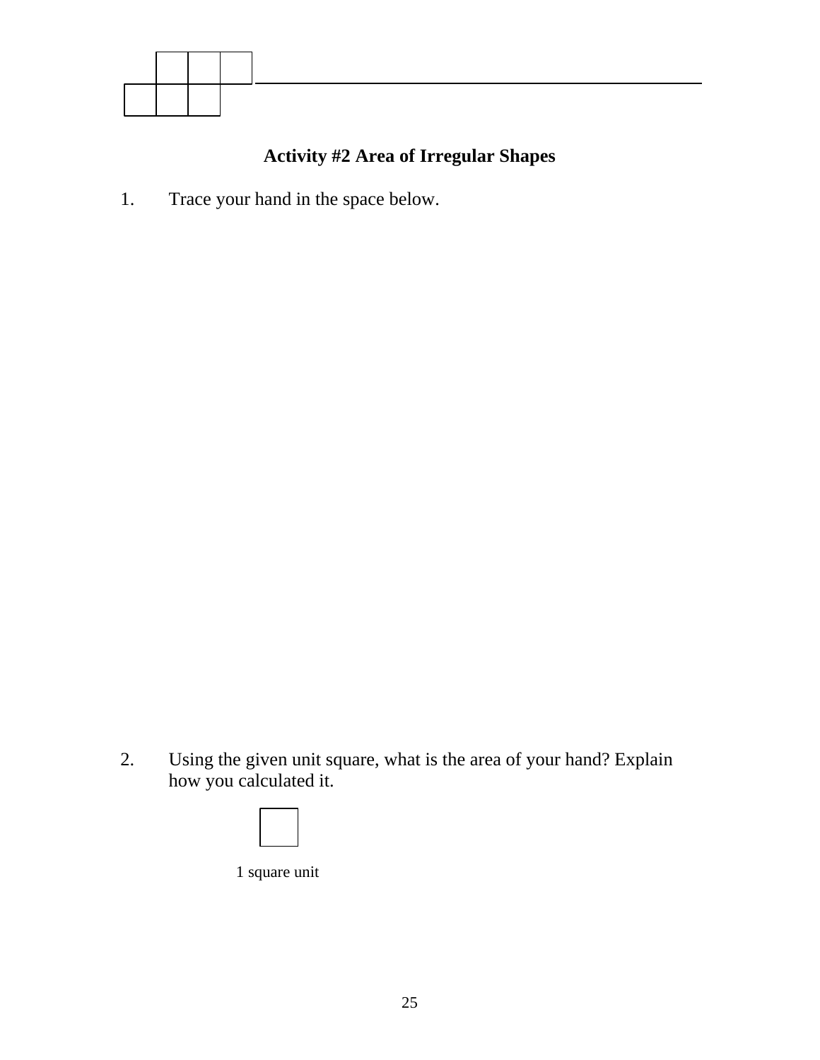### Activity #2 Area of Irregular Shapes

1. Trace your hand in the space below.

2. Using the given unit square, what is the area of your hand? Explain how you calculated it.

1 square unit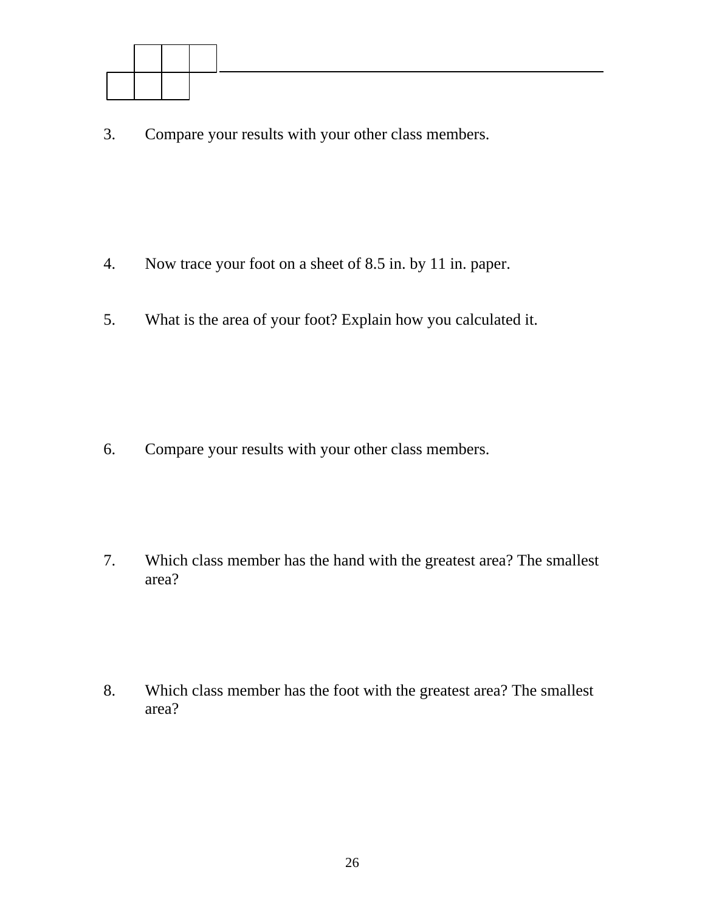3. Compare your results with your other class members.

4. Now trace your foot on a sheet of 8.5 in. by 11 in. paper.

5. What is the area of your foot? Explain how you calculated it.

6. Compare your results with your other class members.

7. Which class member has the hand with the greatest area? The smallest area?

8. Which class member has the foot with the greatest area? The smallest area?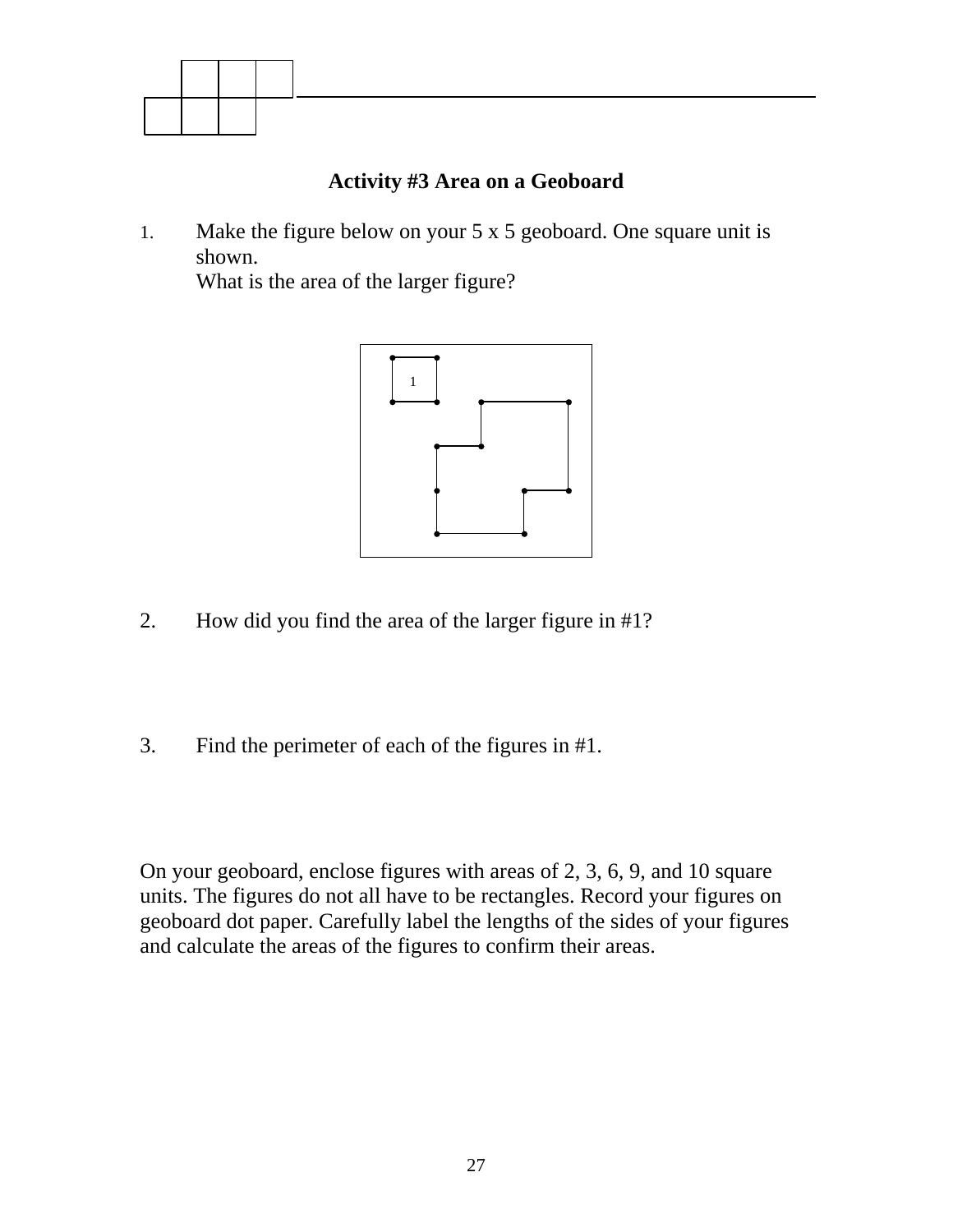## Activity #3 Area on a Geoboard

1. Make the figure below on your 5 x 5 geoboard. One square unit is shown.
   What is the area of the larger figure?

1

2. How did you find the area of the larger figure in #1?

3. Find the perimeter of each of the figures in #1.

On your geoboard, enclose figures with areas of 2, 3, 6, 9, and 10 square units. The figures do not all have to be rectangles. Record your figures on geoboard dot paper. Carefully label the lengths of the sides of your figures and calculate the areas of the figures to confirm their areas.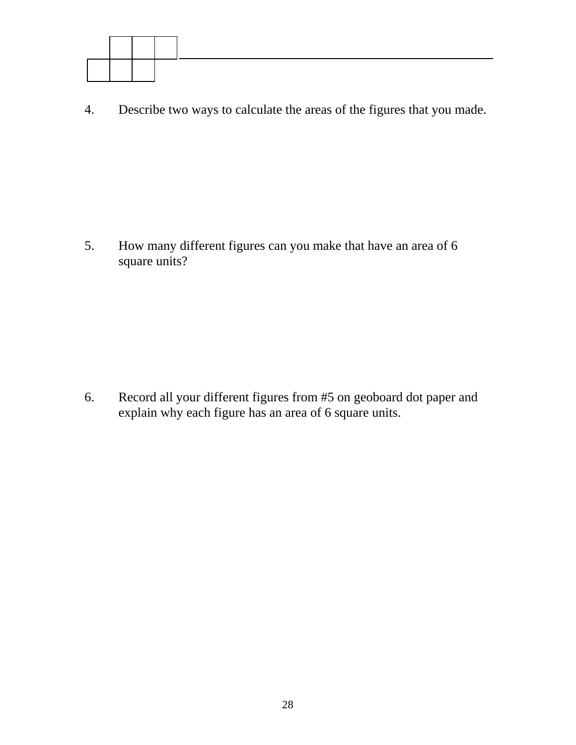| | | | |
|---|---|---|---|
| | ☐ | ☐ | ☐ |
| ☐ | ☐ | ☐ | |

_______________________________________________

4. Describe two ways to calculate the areas of the figures that you made.

5. How many different figures can you make that have an area of 6 square units?

6. Record all your different figures from #5 on geoboard dot paper and explain why each figure has an area of 6 square units.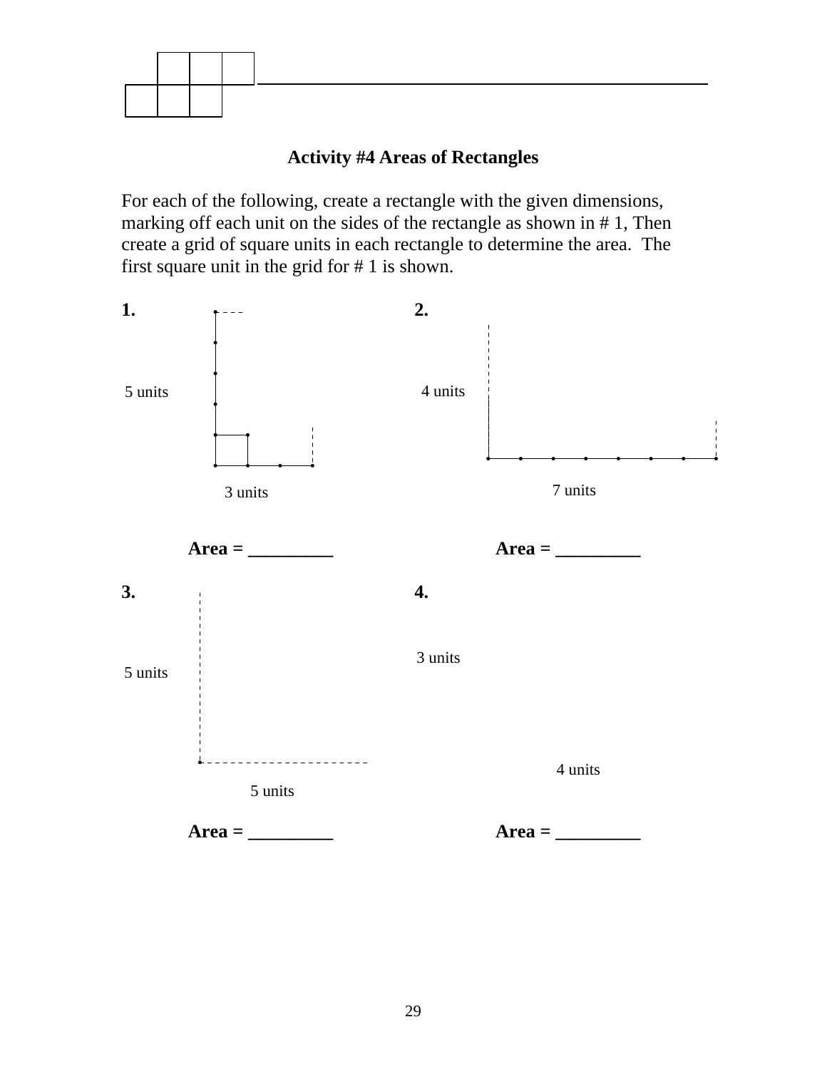### Activity #4 Areas of Rectangles

For each of the following, create a rectangle with the given dimensions, marking off each unit on the sides of the rectangle as shown in # 1, Then create a grid of square units in each rectangle to determine the area. The first square unit in the grid for # 1 is shown.

**1.**

5 units

3 units

**Area = _________**

**2.**

4 units

7 units

**Area = _________**

**3.**

5 units

5 units

**Area = _________**

**4.**

3 units

4 units

**Area = _________**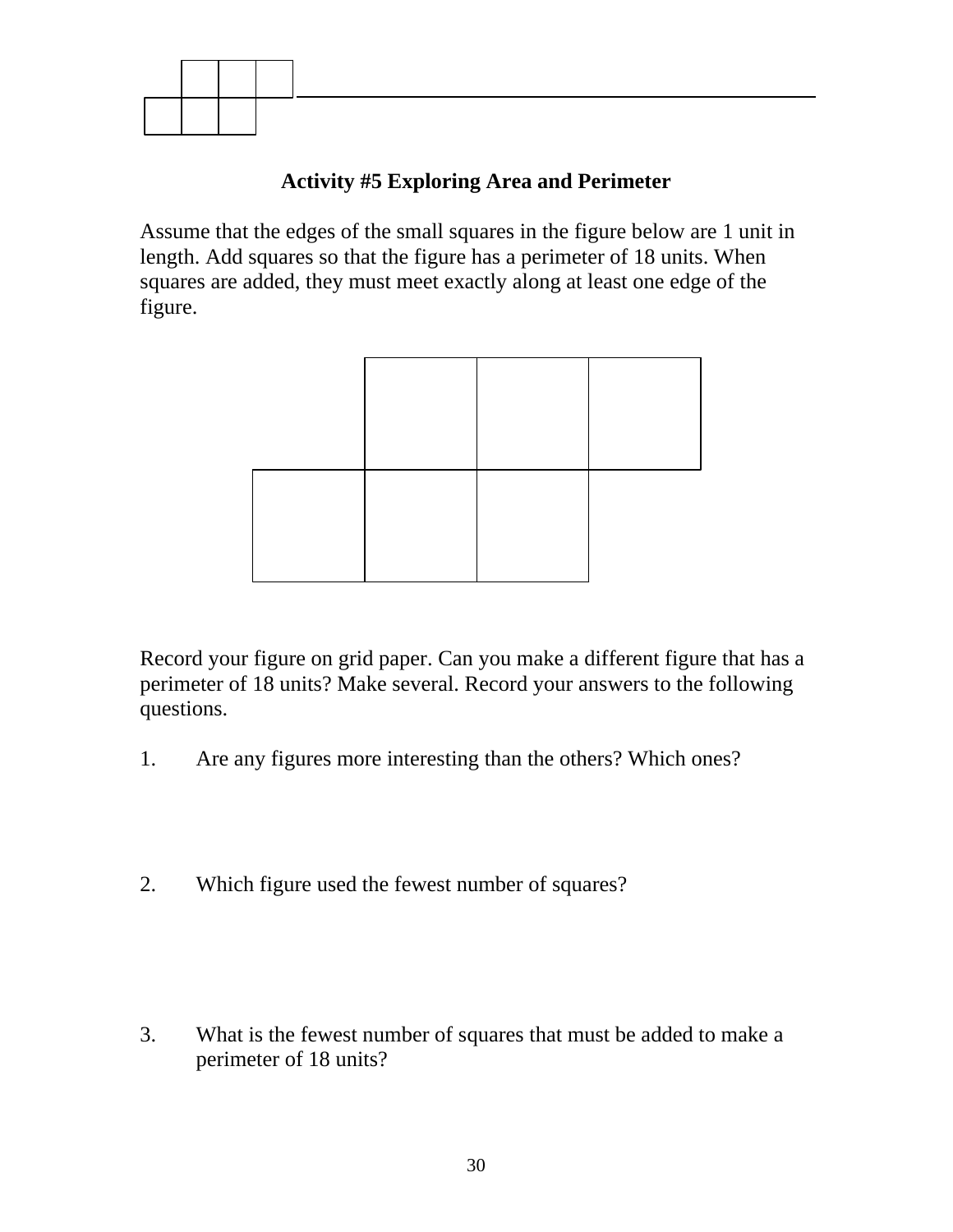## Activity #5 Exploring Area and Perimeter

Assume that the edges of the small squares in the figure below are 1 unit in length. Add squares so that the figure has a perimeter of 18 units. When squares are added, they must meet exactly along at least one edge of the figure.

Record your figure on grid paper. Can you make a different figure that has a perimeter of 18 units? Make several. Record your answers to the following questions.

1. Are any figures more interesting than the others? Which ones?

2. Which figure used the fewest number of squares?

3. What is the fewest number of squares that must be added to make a perimeter of 18 units?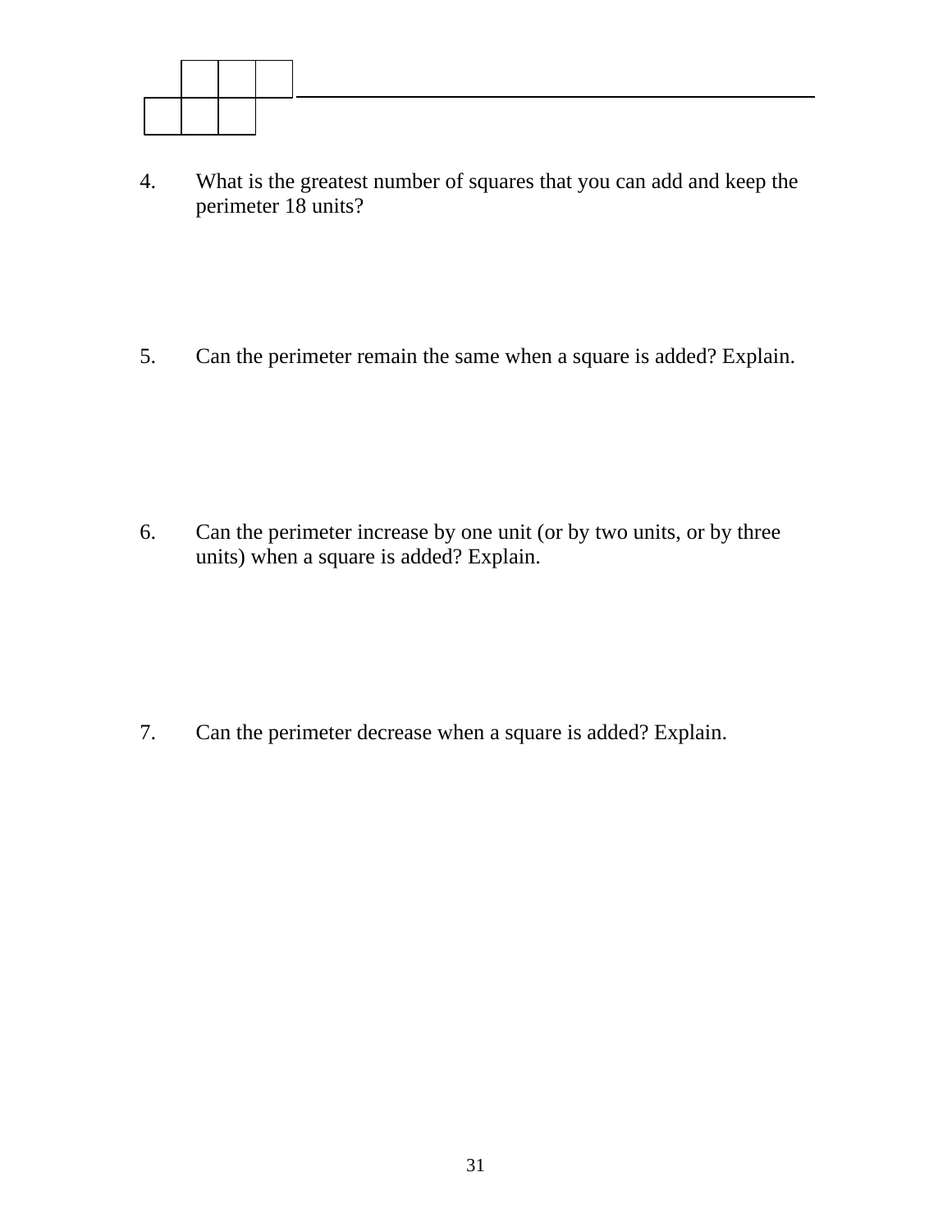4. What is the greatest number of squares that you can add and keep the perimeter 18 units?

5. Can the perimeter remain the same when a square is added? Explain.

6. Can the perimeter increase by one unit (or by two units, or by three units) when a square is added? Explain.

7. Can the perimeter decrease when a square is added? Explain.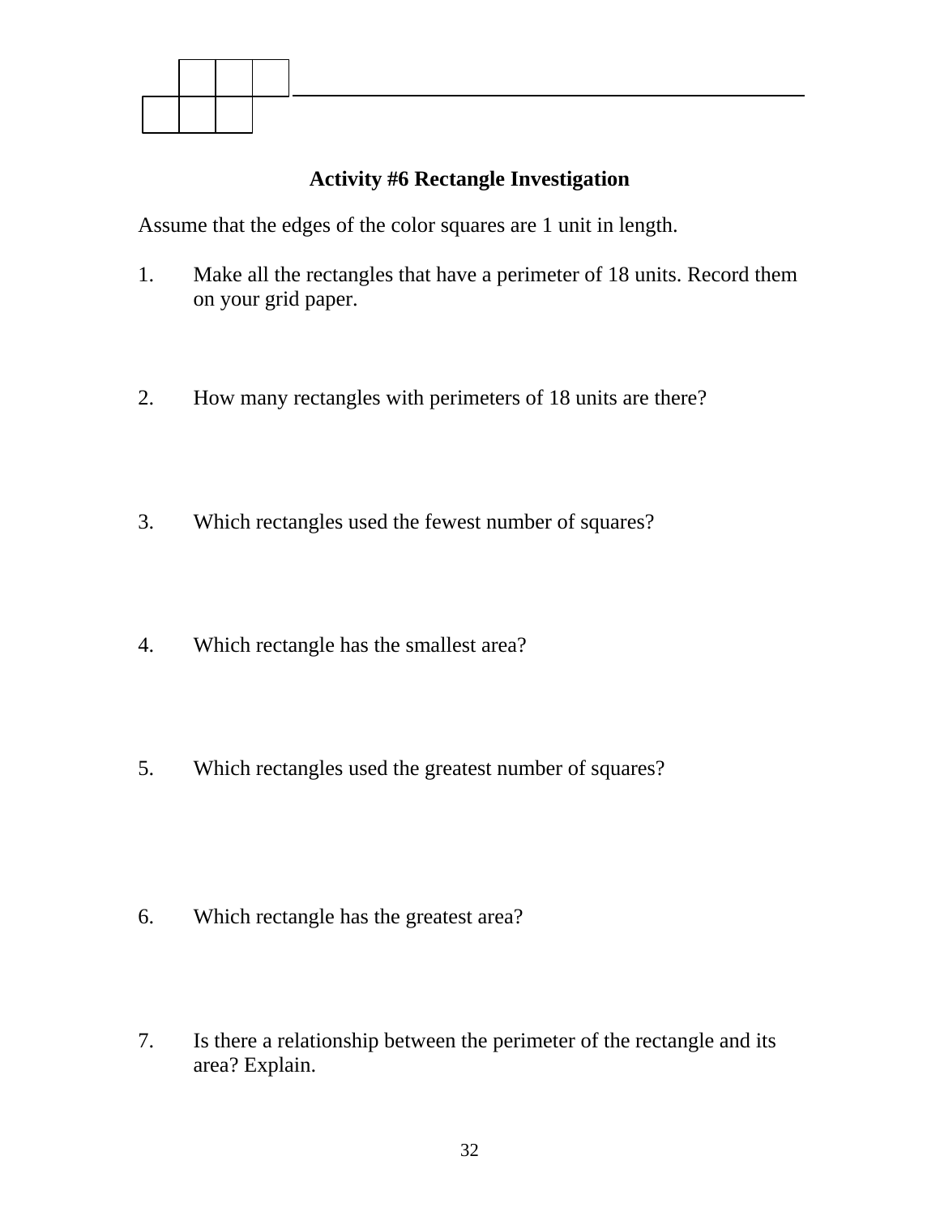### Activity #6 Rectangle Investigation

Assume that the edges of the color squares are 1 unit in length.

1. Make all the rectangles that have a perimeter of 18 units. Record them on your grid paper.

2. How many rectangles with perimeters of 18 units are there?

3. Which rectangles used the fewest number of squares?

4. Which rectangle has the smallest area?

5. Which rectangles used the greatest number of squares?

6. Which rectangle has the greatest area?

7. Is there a relationship between the perimeter of the rectangle and its area? Explain.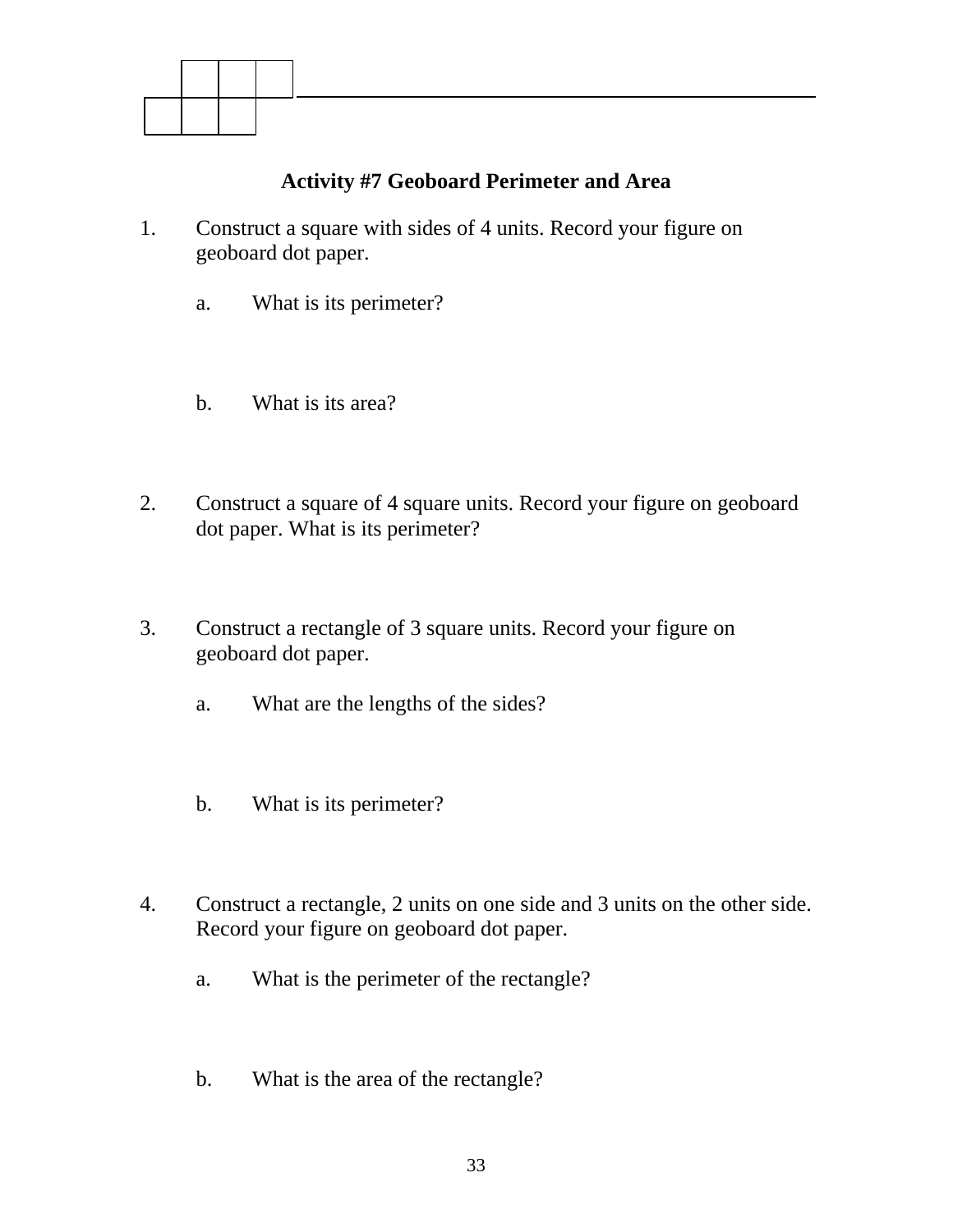## Activity #7 Geoboard Perimeter and Area

1. Construct a square with sides of 4 units. Record your figure on geoboard dot paper.

   a. What is its perimeter?

   b. What is its area?

2. Construct a square of 4 square units. Record your figure on geoboard dot paper. What is its perimeter?

3. Construct a rectangle of 3 square units. Record your figure on geoboard dot paper.

   a. What are the lengths of the sides?

   b. What is its perimeter?

4. Construct a rectangle, 2 units on one side and 3 units on the other side. Record your figure on geoboard dot paper.

   a. What is the perimeter of the rectangle?

   b. What is the area of the rectangle?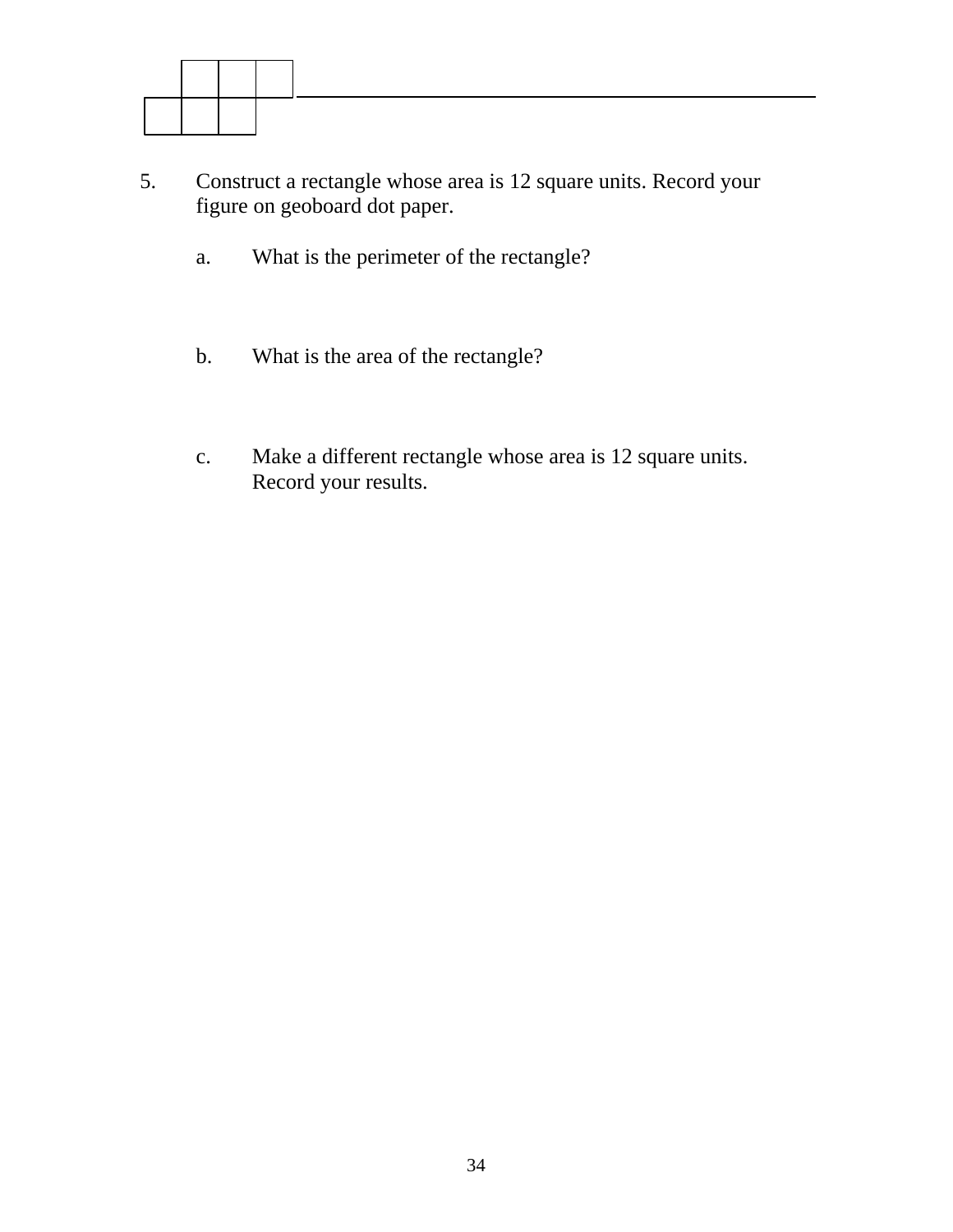5. Construct a rectangle whose area is 12 square units. Record your figure on geoboard dot paper.

   a. What is the perimeter of the rectangle?

   b. What is the area of the rectangle?

   c. Make a different rectangle whose area is 12 square units. Record your results.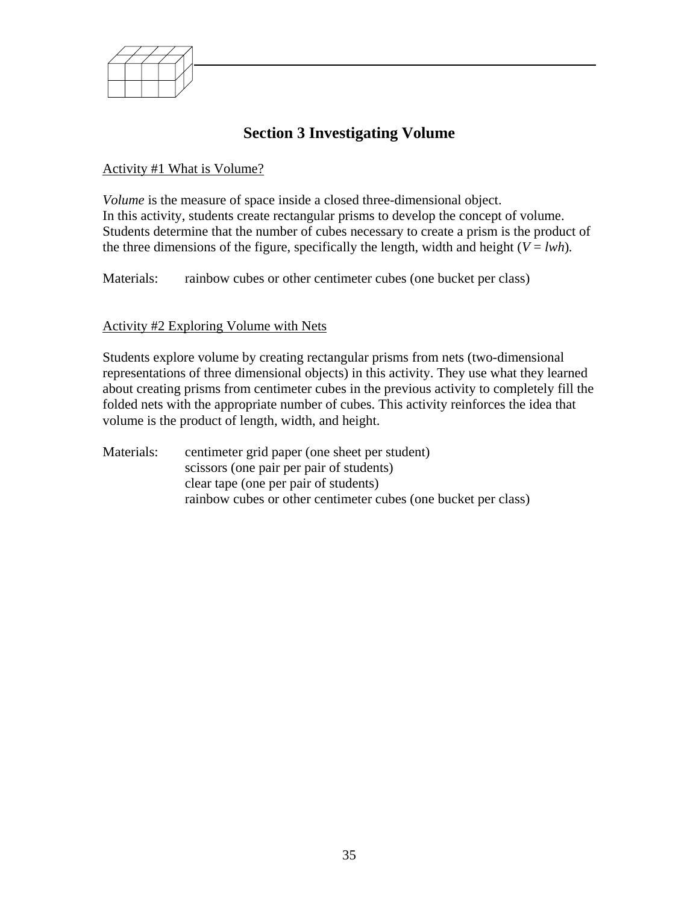# Section 3 Investigating Volume

Activity #1 What is Volume?

*Volume* is the measure of space inside a closed three-dimensional object.
In this activity, students create rectangular prisms to develop the concept of volume. Students determine that the number of cubes necessary to create a prism is the product of the three dimensions of the figure, specifically the length, width and height ($V = lwh$).

Materials: rainbow cubes or other centimeter cubes (one bucket per class)

Activity #2 Exploring Volume with Nets

Students explore volume by creating rectangular prisms from nets (two-dimensional representations of three dimensional objects) in this activity. They use what they learned about creating prisms from centimeter cubes in the previous activity to completely fill the folded nets with the appropriate number of cubes. This activity reinforces the idea that volume is the product of length, width, and height.

Materials: centimeter grid paper (one sheet per student)
scissors (one pair per pair of students)
clear tape (one per pair of students)
rainbow cubes or other centimeter cubes (one bucket per class)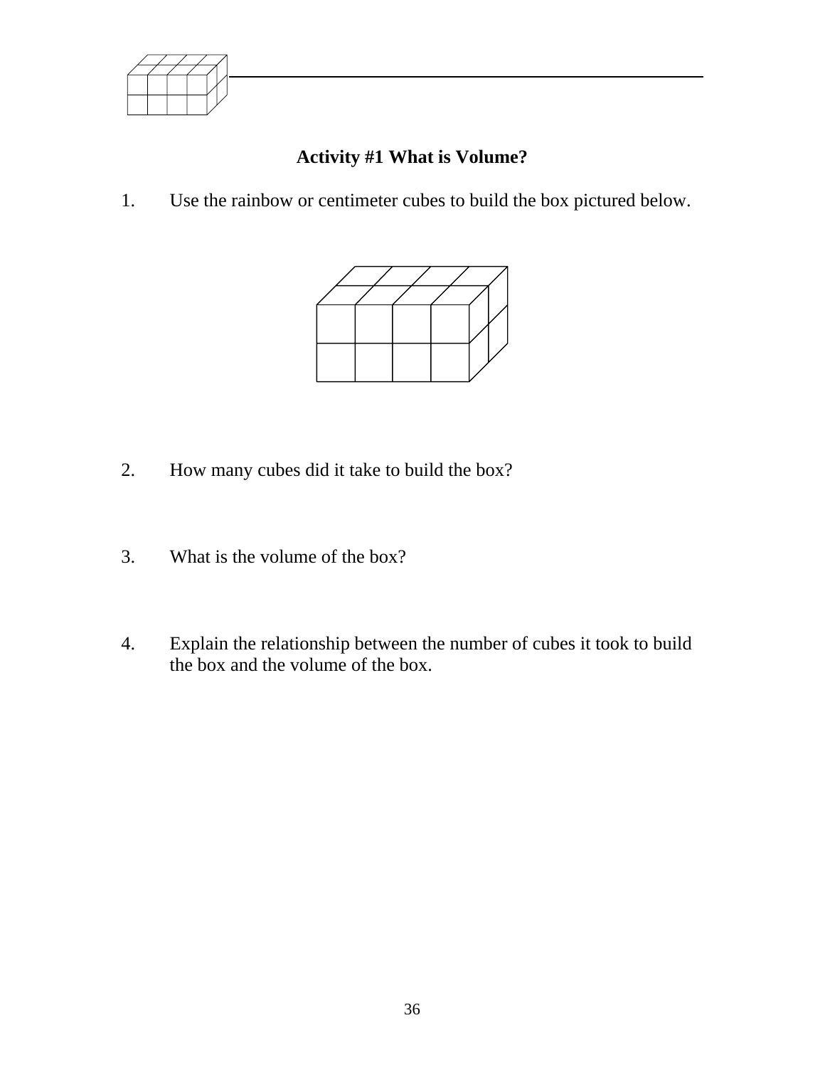## Activity #1 What is Volume?

1. Use the rainbow or centimeter cubes to build the box pictured below.

2. How many cubes did it take to build the box?

3. What is the volume of the box?

4. Explain the relationship between the number of cubes it took to build the box and the volume of the box.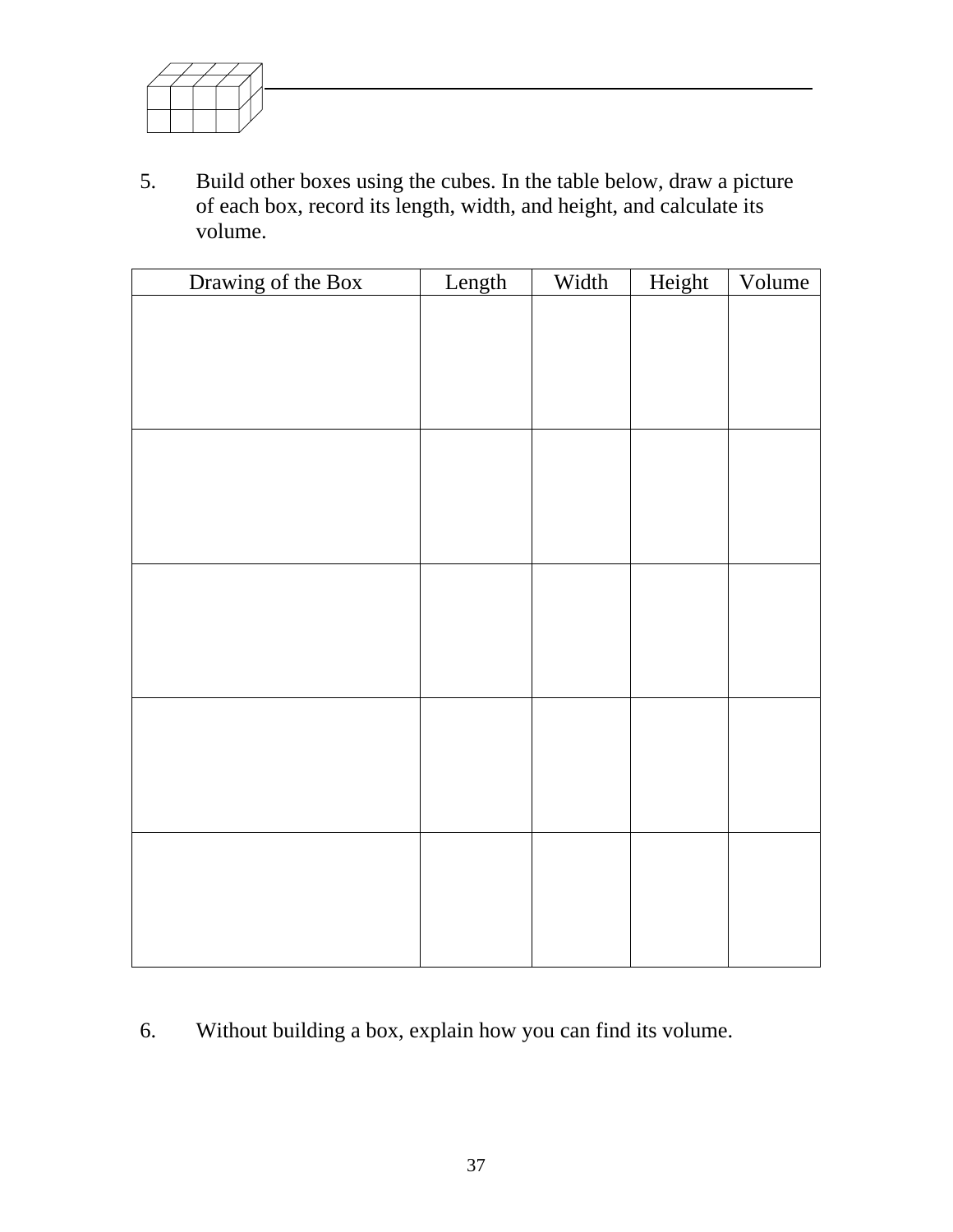5. Build other boxes using the cubes. In the table below, draw a picture of each box, record its length, width, and height, and calculate its volume.

| Drawing of the Box | Length | Width | Height | Volume |
|---|---|---|---|---|
| | | | | |
| | | | | |
| | | | | |
| | | | | |
| | | | | |

6. Without building a box, explain how you can find its volume.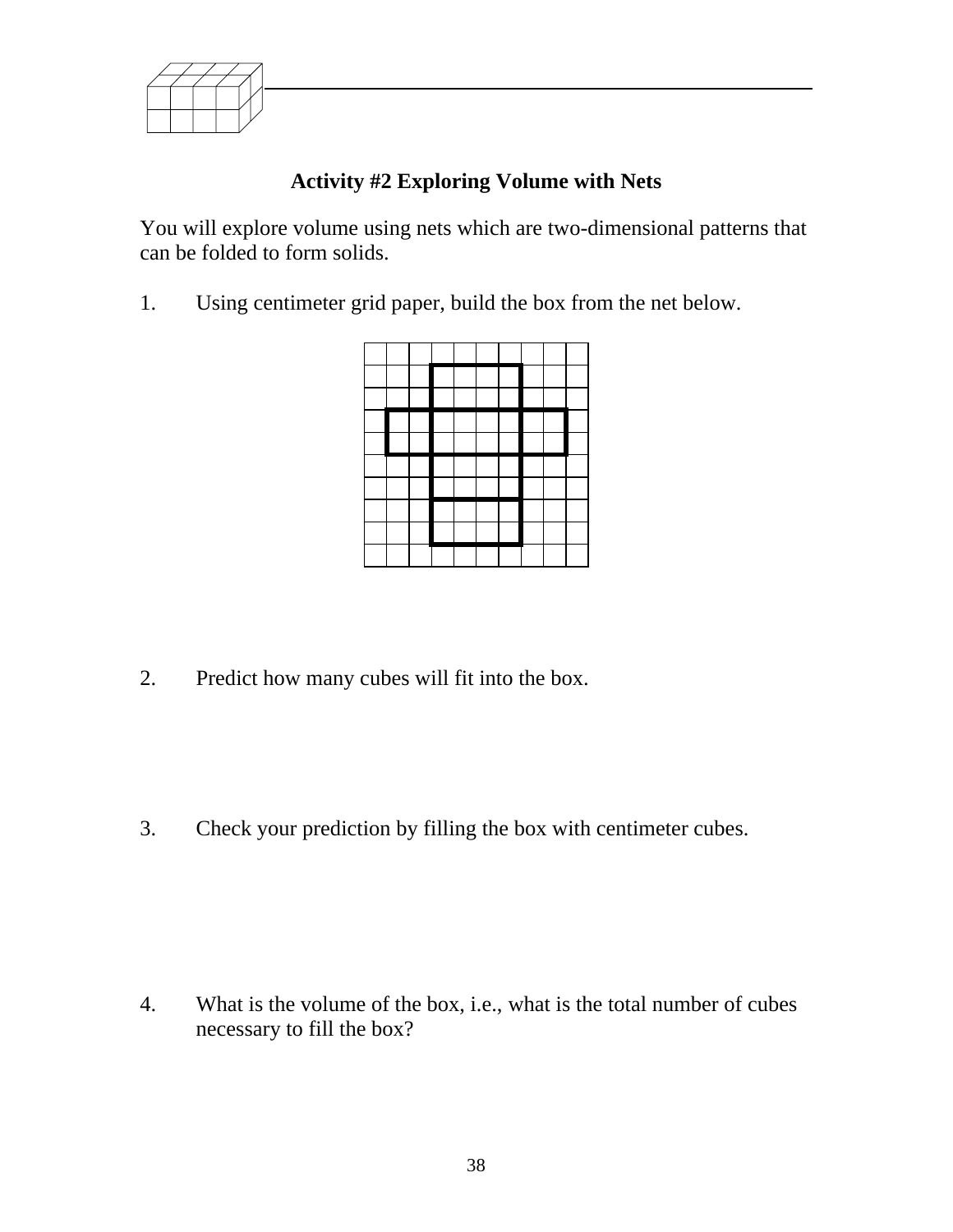### Activity #2 Exploring Volume with Nets

You will explore volume using nets which are two-dimensional patterns that can be folded to form solids.

1. Using centimeter grid paper, build the box from the net below.

2. Predict how many cubes will fit into the box.

3. Check your prediction by filling the box with centimeter cubes.

4. What is the volume of the box, i.e., what is the total number of cubes necessary to fill the box?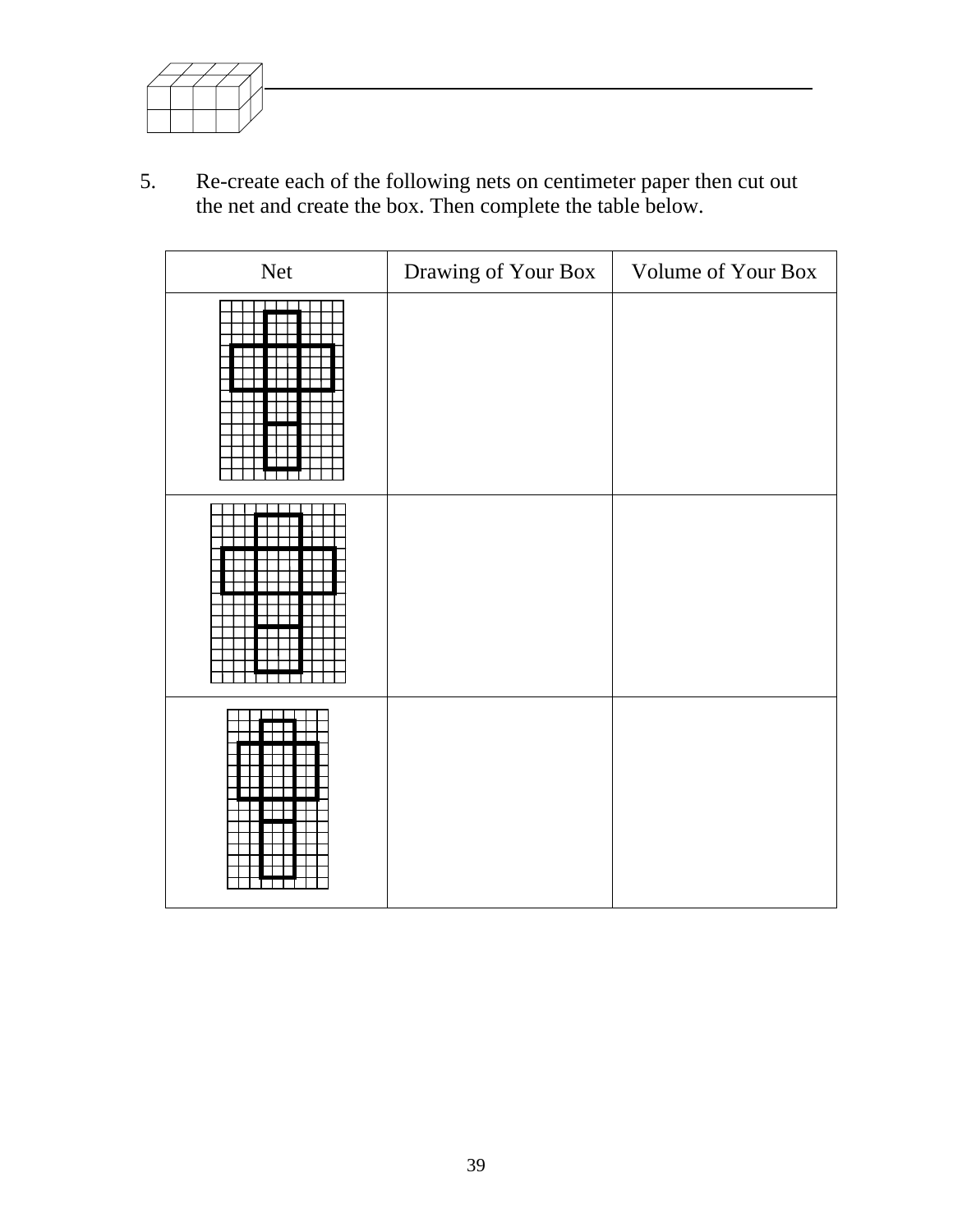5. Re-create each of the following nets on centimeter paper then cut out the net and create the box. Then complete the table below.

| Net | Drawing of Your Box | Volume of Your Box |
|---|---|---|
| | | |
| | | |
| | | |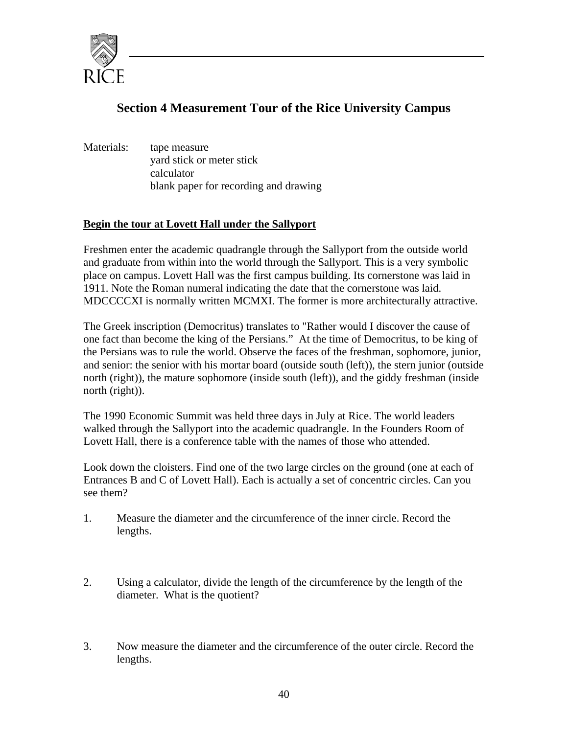## Section 4 Measurement Tour of the Rice University Campus

Materials:
- tape measure
- yard stick or meter stick
- calculator
- blank paper for recording and drawing

**<u>Begin the tour at Lovett Hall under the Sallyport</u>**

Freshmen enter the academic quadrangle through the Sallyport from the outside world and graduate from within into the world through the Sallyport. This is a very symbolic place on campus. Lovett Hall was the first campus building. Its cornerstone was laid in 1911. Note the Roman numeral indicating the date that the cornerstone was laid. MDCCCCXI is normally written MCMXI. The former is more architecturally attractive.

The Greek inscription (Democritus) translates to "Rather would I discover the cause of one fact than become the king of the Persians." At the time of Democritus, to be king of the Persians was to rule the world. Observe the faces of the freshman, sophomore, junior, and senior: the senior with his mortar board (outside south (left)), the stern junior (outside north (right)), the mature sophomore (inside south (left)), and the giddy freshman (inside north (right)).

The 1990 Economic Summit was held three days in July at Rice. The world leaders walked through the Sallyport into the academic quadrangle. In the Founders Room of Lovett Hall, there is a conference table with the names of those who attended.

Look down the cloisters. Find one of the two large circles on the ground (one at each of Entrances B and C of Lovett Hall). Each is actually a set of concentric circles. Can you see them?

1. Measure the diameter and the circumference of the inner circle. Record the lengths.

2. Using a calculator, divide the length of the circumference by the length of the diameter. What is the quotient?

3. Now measure the diameter and the circumference of the outer circle. Record the lengths.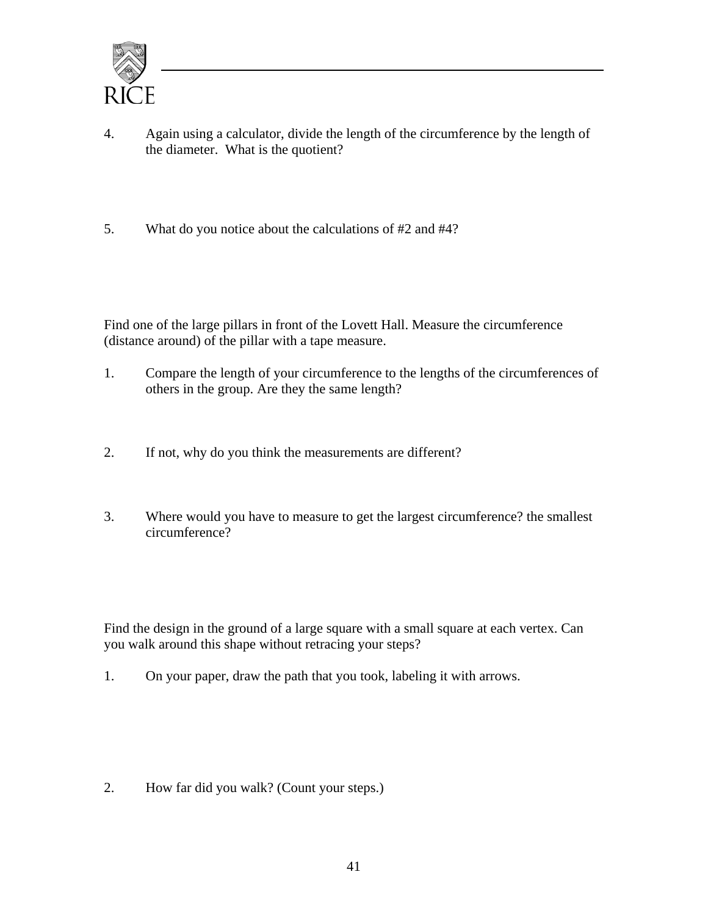4. Again using a calculator, divide the length of the circumference by the length of the diameter. What is the quotient?

5. What do you notice about the calculations of #2 and #4?

Find one of the large pillars in front of the Lovett Hall. Measure the circumference (distance around) of the pillar with a tape measure.

1. Compare the length of your circumference to the lengths of the circumferences of others in the group. Are they the same length?

2. If not, why do you think the measurements are different?

3. Where would you have to measure to get the largest circumference? the smallest circumference?

Find the design in the ground of a large square with a small square at each vertex. Can you walk around this shape without retracing your steps?

1. On your paper, draw the path that you took, labeling it with arrows.

2. How far did you walk? (Count your steps.)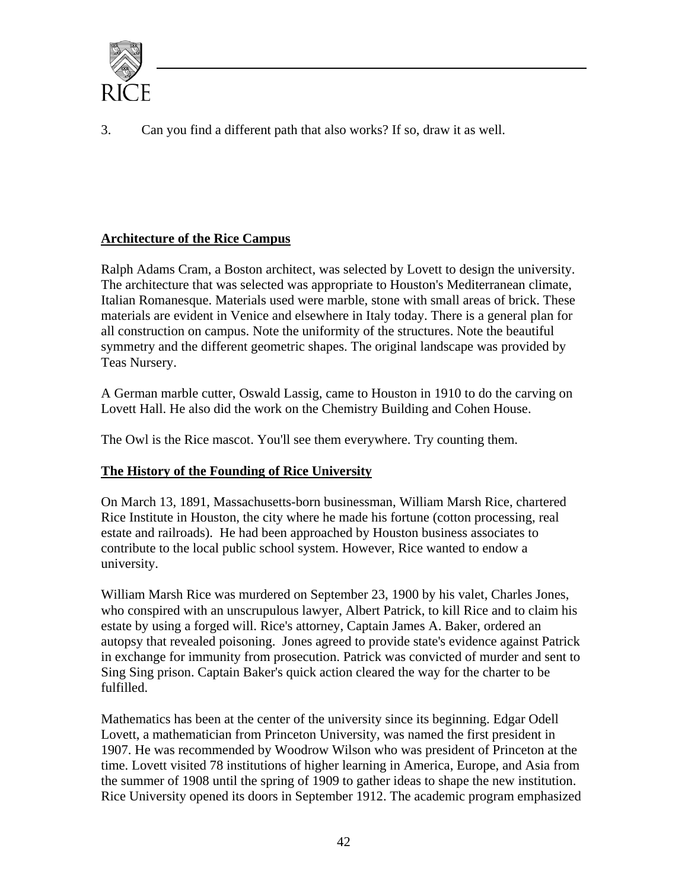3. Can you find a different path that also works? If so, draw it as well.

**Architecture of the Rice Campus**

Ralph Adams Cram, a Boston architect, was selected by Lovett to design the university. The architecture that was selected was appropriate to Houston's Mediterranean climate, Italian Romanesque. Materials used were marble, stone with small areas of brick. These materials are evident in Venice and elsewhere in Italy today. There is a general plan for all construction on campus. Note the uniformity of the structures. Note the beautiful symmetry and the different geometric shapes. The original landscape was provided by Teas Nursery.

A German marble cutter, Oswald Lassig, came to Houston in 1910 to do the carving on Lovett Hall. He also did the work on the Chemistry Building and Cohen House.

The Owl is the Rice mascot. You'll see them everywhere. Try counting them.

**The History of the Founding of Rice University**

On March 13, 1891, Massachusetts-born businessman, William Marsh Rice, chartered Rice Institute in Houston, the city where he made his fortune (cotton processing, real estate and railroads). He had been approached by Houston business associates to contribute to the local public school system. However, Rice wanted to endow a university.

William Marsh Rice was murdered on September 23, 1900 by his valet, Charles Jones, who conspired with an unscrupulous lawyer, Albert Patrick, to kill Rice and to claim his estate by using a forged will. Rice's attorney, Captain James A. Baker, ordered an autopsy that revealed poisoning. Jones agreed to provide state's evidence against Patrick in exchange for immunity from prosecution. Patrick was convicted of murder and sent to Sing Sing prison. Captain Baker's quick action cleared the way for the charter to be fulfilled.

Mathematics has been at the center of the university since its beginning. Edgar Odell Lovett, a mathematician from Princeton University, was named the first president in 1907. He was recommended by Woodrow Wilson who was president of Princeton at the time. Lovett visited 78 institutions of higher learning in America, Europe, and Asia from the summer of 1908 until the spring of 1909 to gather ideas to shape the new institution. Rice University opened its doors in September 1912. The academic program emphasized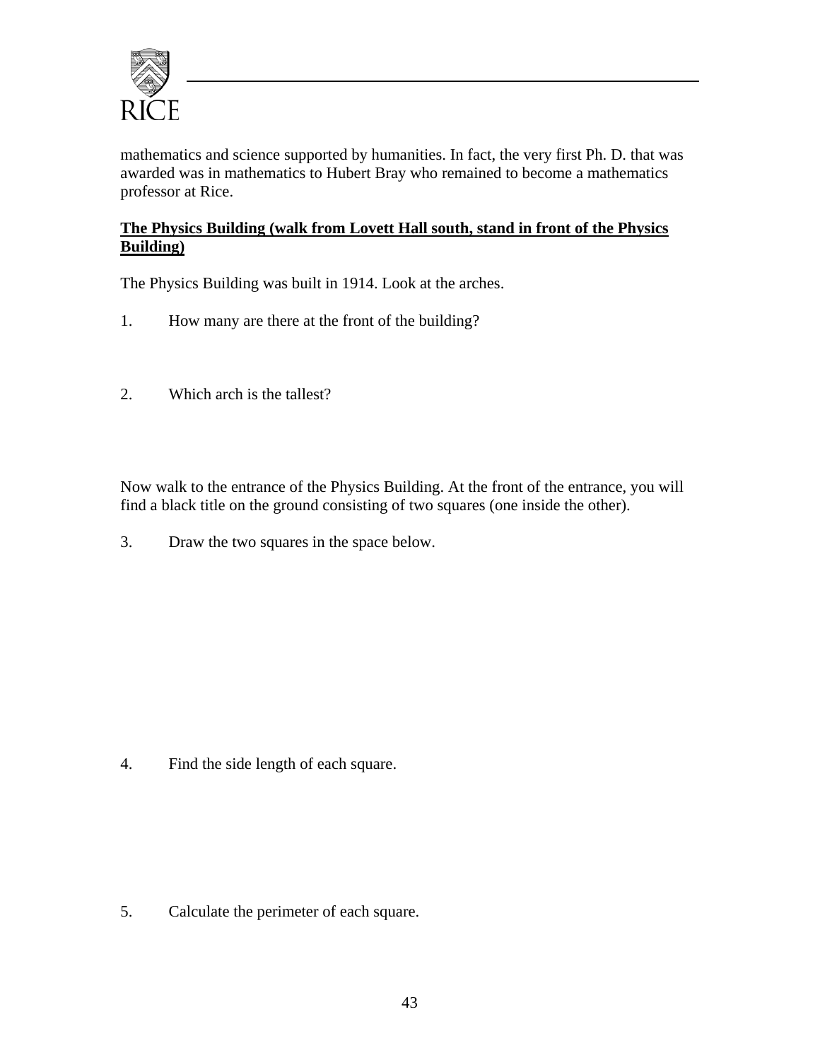mathematics and science supported by humanities. In fact, the very first Ph. D. that was awarded was in mathematics to Hubert Bray who remained to become a mathematics professor at Rice.

**<u>The Physics Building (walk from Lovett Hall south, stand in front of the Physics Building)</u>**

The Physics Building was built in 1914. Look at the arches.

1. How many are there at the front of the building?

2. Which arch is the tallest?

Now walk to the entrance of the Physics Building. At the front of the entrance, you will find a black title on the ground consisting of two squares (one inside the other).

3. Draw the two squares in the space below.

4. Find the side length of each square.

5. Calculate the perimeter of each square.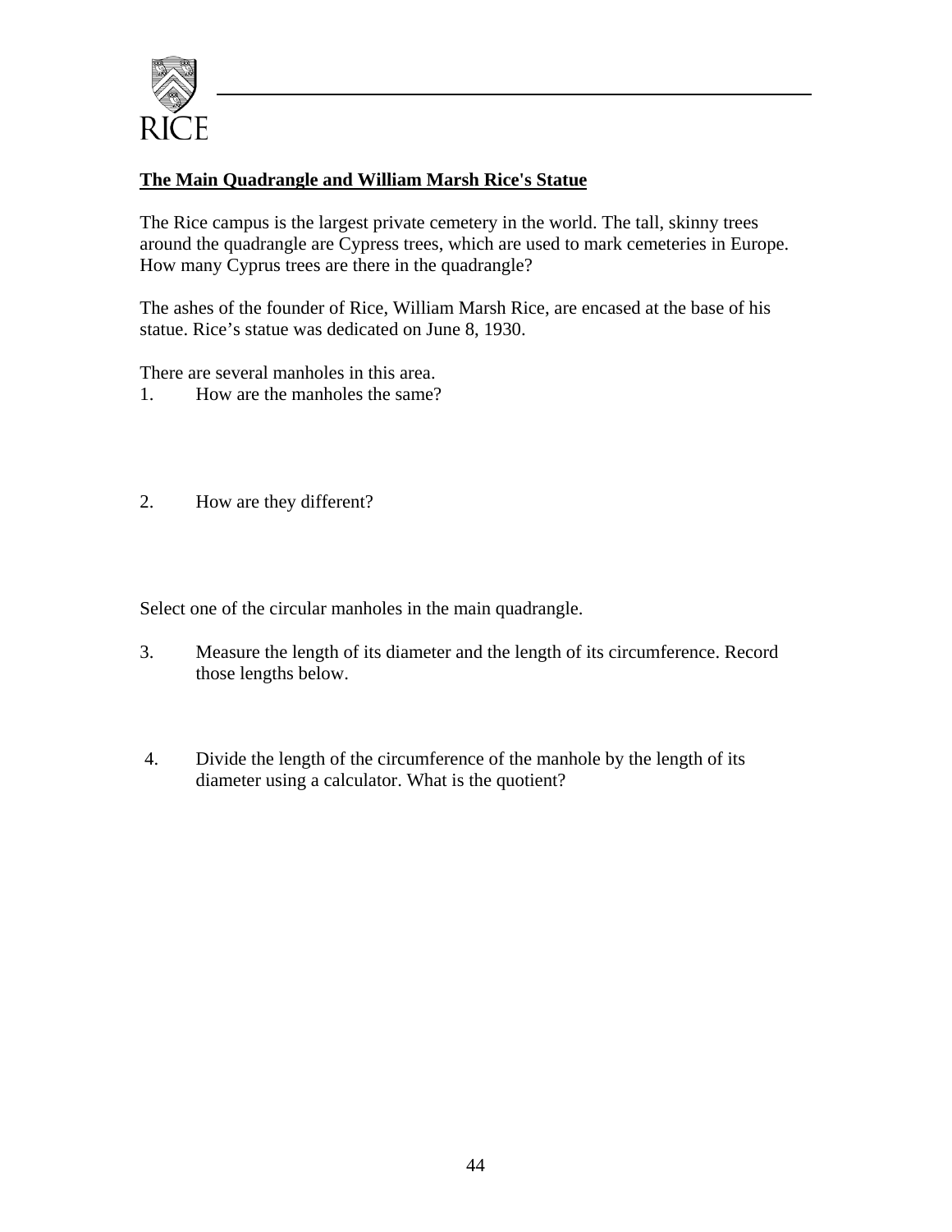**The Main Quadrangle and William Marsh Rice's Statue**

The Rice campus is the largest private cemetery in the world. The tall, skinny trees around the quadrangle are Cypress trees, which are used to mark cemeteries in Europe. How many Cyprus trees are there in the quadrangle?

The ashes of the founder of Rice, William Marsh Rice, are encased at the base of his statue. Rice's statue was dedicated on June 8, 1930.

There are several manholes in this area.

1. How are the manholes the same?

2. How are they different?

Select one of the circular manholes in the main quadrangle.

3. Measure the length of its diameter and the length of its circumference. Record those lengths below.

4. Divide the length of the circumference of the manhole by the length of its diameter using a calculator. What is the quotient?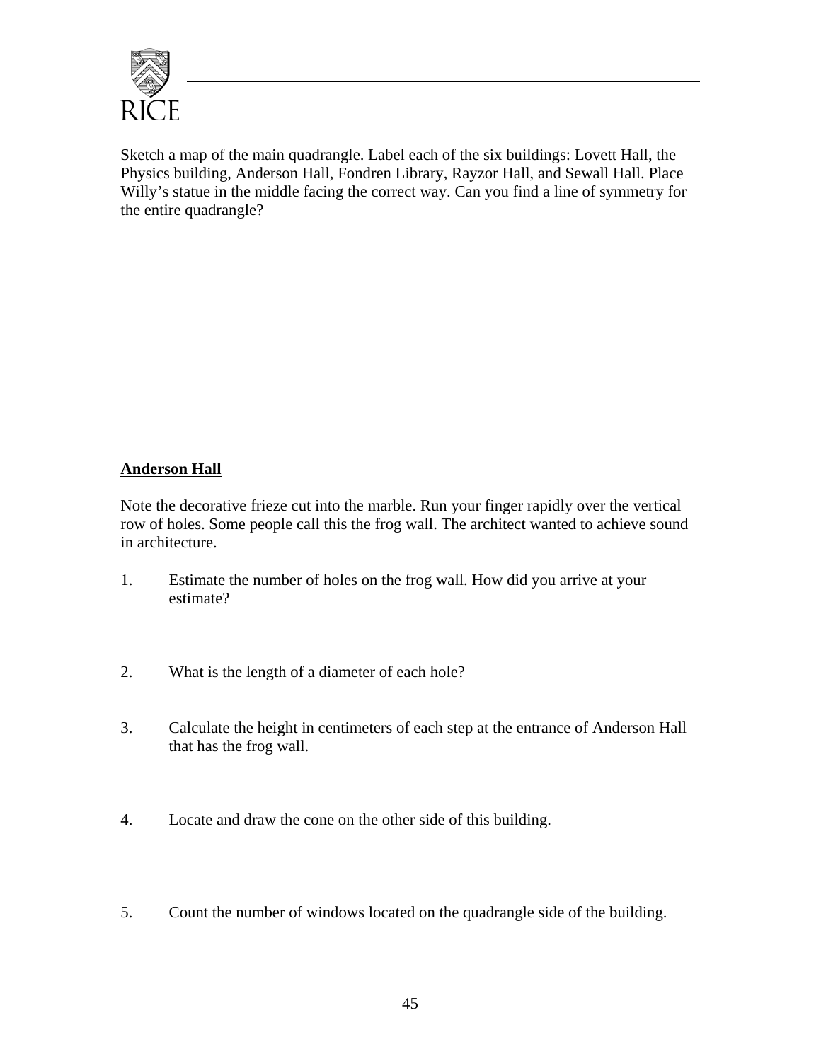Sketch a map of the main quadrangle. Label each of the six buildings: Lovett Hall, the Physics building, Anderson Hall, Fondren Library, Rayzor Hall, and Sewall Hall. Place Willy's statue in the middle facing the correct way. Can you find a line of symmetry for the entire quadrangle?

**Anderson Hall**

Note the decorative frieze cut into the marble. Run your finger rapidly over the vertical row of holes. Some people call this the frog wall. The architect wanted to achieve sound in architecture.

1. Estimate the number of holes on the frog wall. How did you arrive at your estimate?

2. What is the length of a diameter of each hole?

3. Calculate the height in centimeters of each step at the entrance of Anderson Hall that has the frog wall.

4. Locate and draw the cone on the other side of this building.

5. Count the number of windows located on the quadrangle side of the building.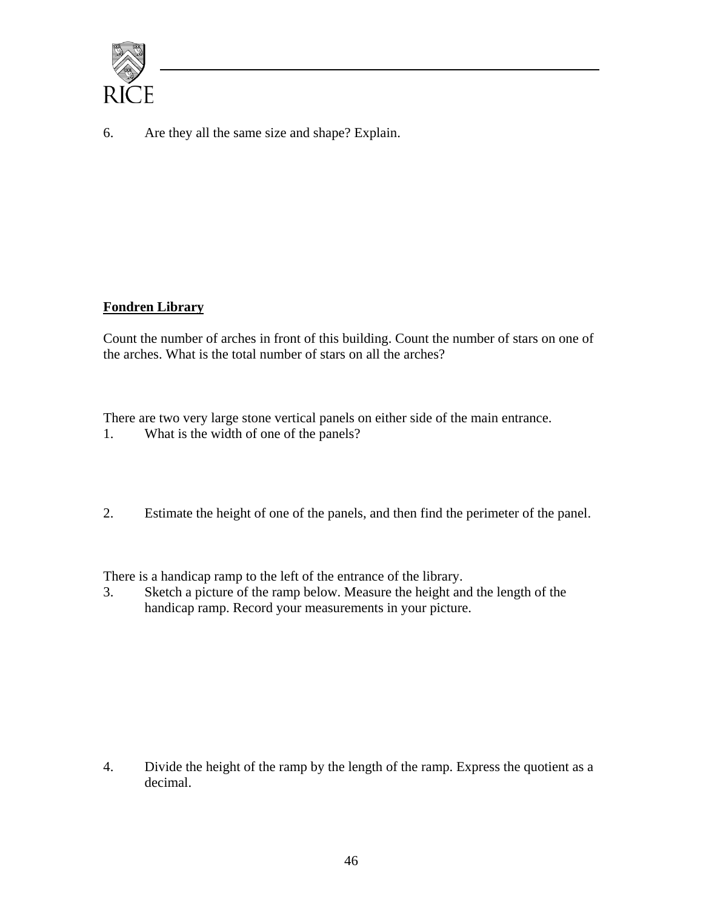6. Are they all the same size and shape? Explain.

**<u>Fondren Library</u>**

Count the number of arches in front of this building. Count the number of stars on one of the arches. What is the total number of stars on all the arches?

There are two very large stone vertical panels on either side of the main entrance.

1. What is the width of one of the panels?

2. Estimate the height of one of the panels, and then find the perimeter of the panel.

There is a handicap ramp to the left of the entrance of the library.

3. Sketch a picture of the ramp below. Measure the height and the length of the handicap ramp. Record your measurements in your picture.

4. Divide the height of the ramp by the length of the ramp. Express the quotient as a decimal.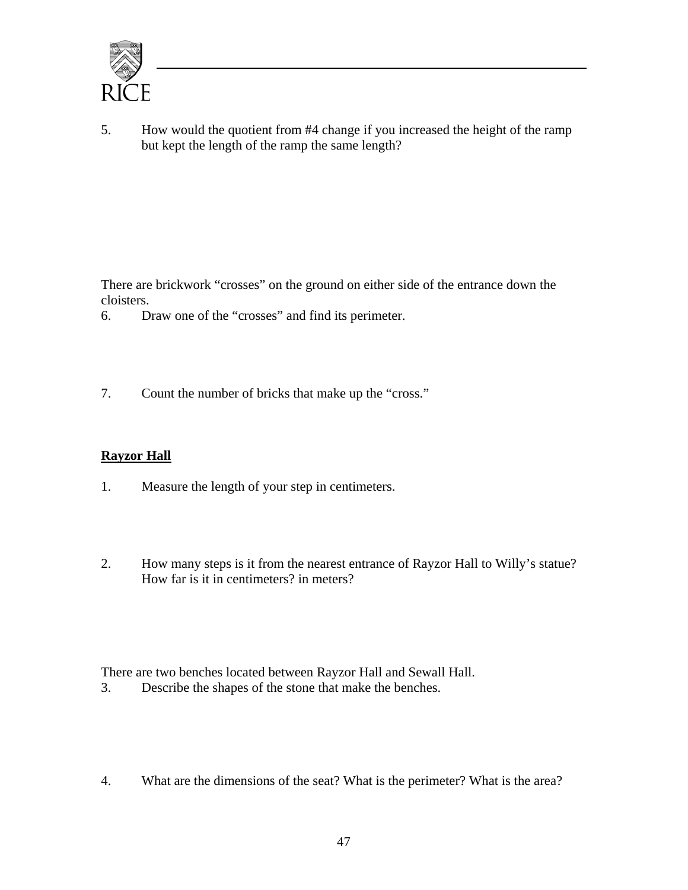5. How would the quotient from #4 change if you increased the height of the ramp but kept the length of the ramp the same length?

There are brickwork "crosses" on the ground on either side of the entrance down the cloisters.

6. Draw one of the "crosses" and find its perimeter.

7. Count the number of bricks that make up the "cross."

**<u>Rayzor Hall</u>**

1. Measure the length of your step in centimeters.

2. How many steps is it from the nearest entrance of Rayzor Hall to Willy's statue? How far is it in centimeters? in meters?

There are two benches located between Rayzor Hall and Sewall Hall.

3. Describe the shapes of the stone that make the benches.

4. What are the dimensions of the seat? What is the perimeter? What is the area?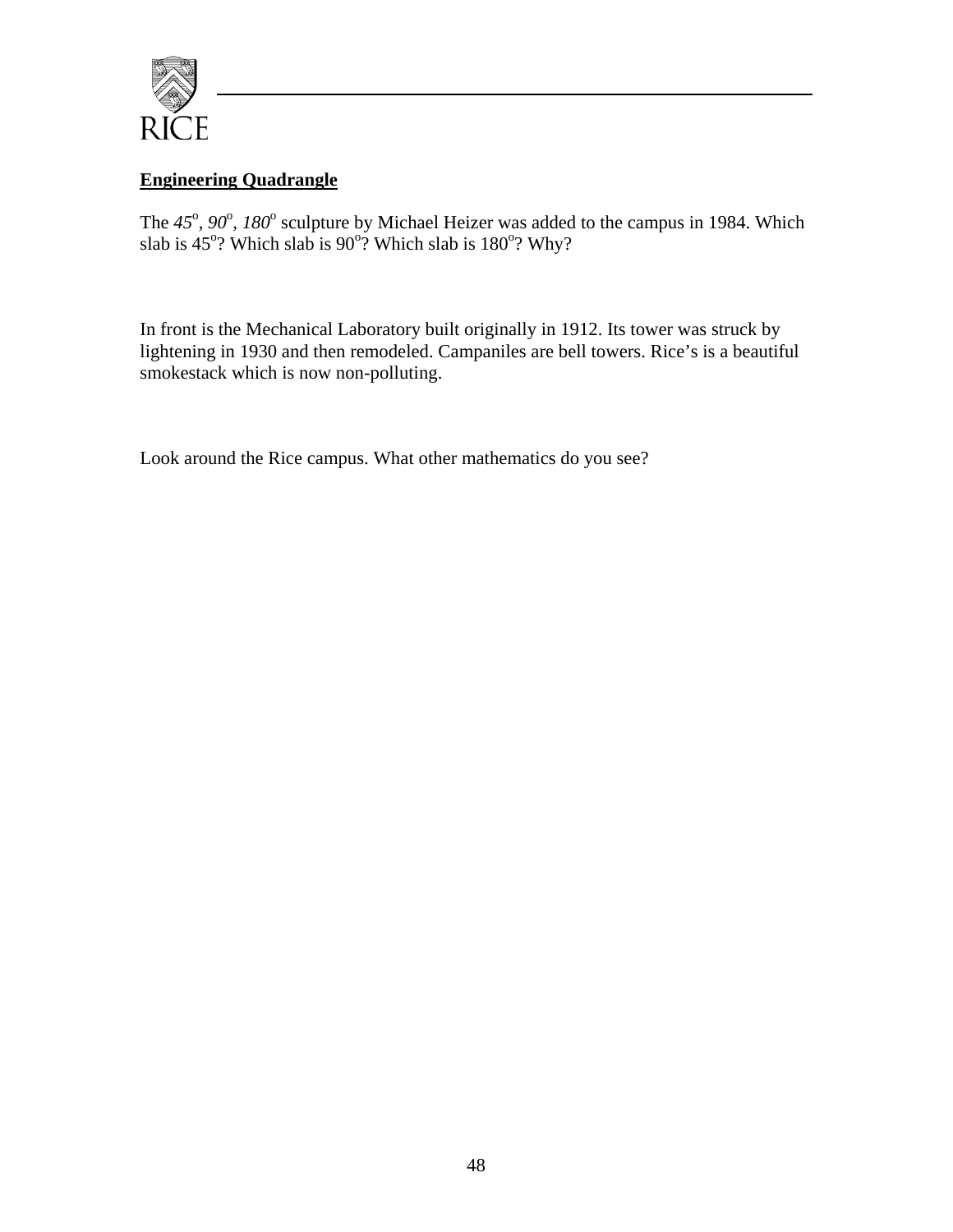**Engineering Quadrangle**

The *45°*, *90°*, *180°* sculpture by Michael Heizer was added to the campus in 1984. Which slab is 45°? Which slab is 90°? Which slab is 180°? Why?

In front is the Mechanical Laboratory built originally in 1912. Its tower was struck by lightening in 1930 and then remodeled. Campaniles are bell towers. Rice's is a beautiful smokestack which is now non-polluting.

Look around the Rice campus. What other mathematics do you see?